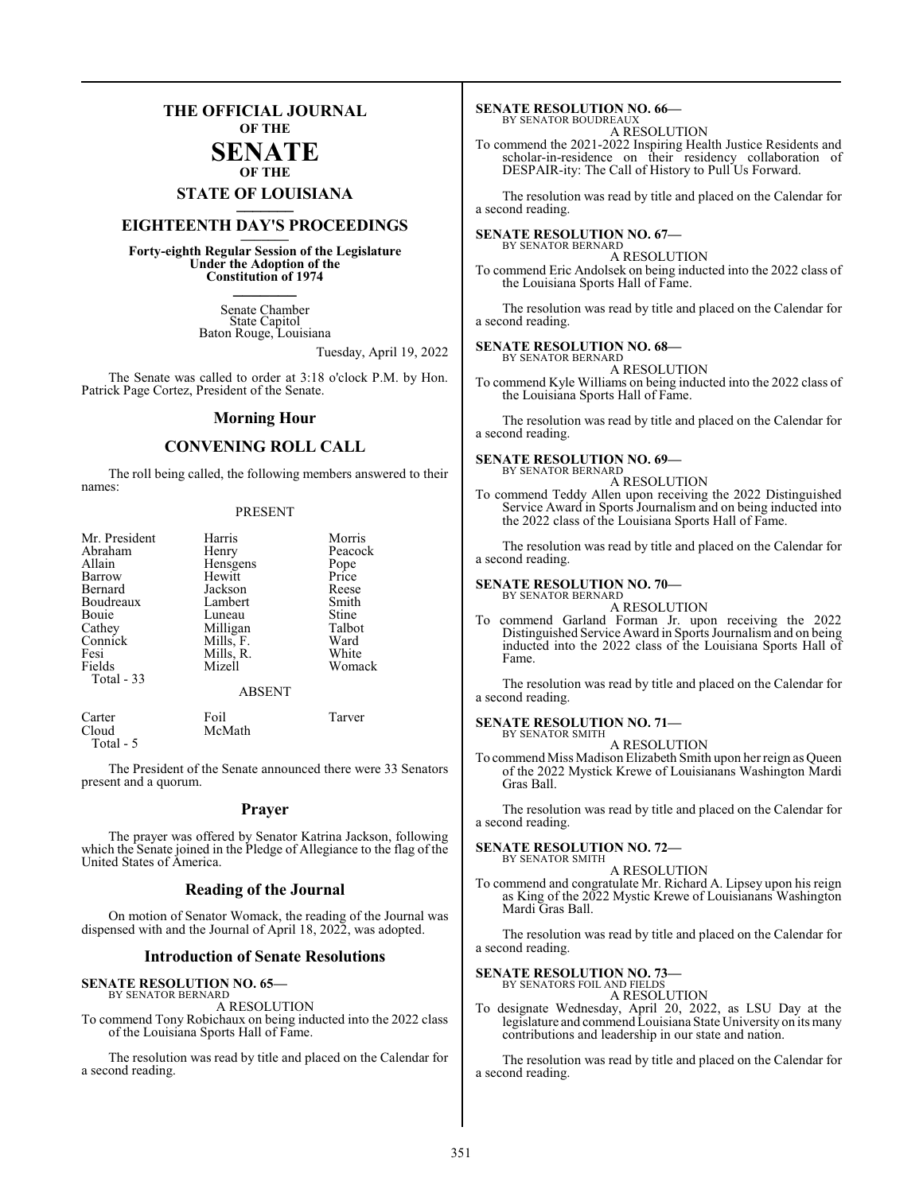# THE OFFICIAL JOURNAL OF THE SENATE OF THE STATE OF LOUISIANA

## EIGHTEENTH DAY'S PROCEEDINGS

**Forty-eighth Regular Session of the Legislature Under the Adoption of the Constitution of 1974**

Senate Chamber
State Capitol
Baton Rouge, Louisiana

Tuesday, April 19, 2022

The Senate was called to order at 3:18 o'clock P.M. by Hon. Patrick Page Cortez, President of the Senate.

## Morning Hour

## CONVENING ROLL CALL

The roll being called, the following members answered to their names:

PRESENT

| | | |
|---|---|---|
| Mr. President | Harris | Morris |
| Abraham | Henry | Peacock |
| Allain | Hensgens | Pope |
| Barrow | Hewitt | Price |
| Bernard | Jackson | Reese |
| Boudreaux | Lambert | Smith |
| Bouie | Luneau | Stine |
| Cathey | Milligan | Talbot |
| Connick | Mills, F. | Ward |
| Fesi | Mills, R. | White |
| Fields | Mizell | Womack |

Total - 33

ABSENT

| | | |
|---|---|---|
| Carter | Foil | Tarver |
| Cloud | McMath | |

Total - 5

The President of the Senate announced there were 33 Senators present and a quorum.

## Prayer

The prayer was offered by Senator Katrina Jackson, following which the Senate joined in the Pledge of Allegiance to the flag of the United States of America.

## Reading of the Journal

On motion of Senator Womack, the reading of the Journal was dispensed with and the Journal of April 18, 2022, was adopted.

## Introduction of Senate Resolutions

**SENATE RESOLUTION NO. 65—**
BY SENATOR BERNARD
A RESOLUTION
To commend Tony Robichaux on being inducted into the 2022 class of the Louisiana Sports Hall of Fame.

The resolution was read by title and placed on the Calendar for a second reading.

**SENATE RESOLUTION NO. 66—**
BY SENATOR BOUDREAUX
A RESOLUTION
To commend the 2021-2022 Inspiring Health Justice Residents and scholar-in-residence on their residency collaboration of DESPAIR-ity: The Call of History to Pull Us Forward.

The resolution was read by title and placed on the Calendar for a second reading.

**SENATE RESOLUTION NO. 67—**
BY SENATOR BERNARD
A RESOLUTION
To commend Eric Andolsek on being inducted into the 2022 class of the Louisiana Sports Hall of Fame.

The resolution was read by title and placed on the Calendar for a second reading.

**SENATE RESOLUTION NO. 68—**
BY SENATOR BERNARD
A RESOLUTION
To commend Kyle Williams on being inducted into the 2022 class of the Louisiana Sports Hall of Fame.

The resolution was read by title and placed on the Calendar for a second reading.

**SENATE RESOLUTION NO. 69—**
BY SENATOR BERNARD
A RESOLUTION
To commend Teddy Allen upon receiving the 2022 Distinguished Service Award in Sports Journalism and on being inducted into the 2022 class of the Louisiana Sports Hall of Fame.

The resolution was read by title and placed on the Calendar for a second reading.

**SENATE RESOLUTION NO. 70—**
BY SENATOR BERNARD
A RESOLUTION
To commend Garland Forman Jr. upon receiving the 2022 Distinguished Service Award in Sports Journalism and on being inducted into the 2022 class of the Louisiana Sports Hall of Fame.

The resolution was read by title and placed on the Calendar for a second reading.

**SENATE RESOLUTION NO. 71—**
BY SENATOR SMITH
A RESOLUTION
To commend Miss Madison Elizabeth Smith upon her reign as Queen of the 2022 Mystick Krewe of Louisianans Washington Mardi Gras Ball.

The resolution was read by title and placed on the Calendar for a second reading.

**SENATE RESOLUTION NO. 72—**
BY SENATOR SMITH
A RESOLUTION
To commend and congratulate Mr. Richard A. Lipsey upon his reign as King of the 2022 Mystic Krewe of Louisianans Washington Mardi Gras Ball.

The resolution was read by title and placed on the Calendar for a second reading.

**SENATE RESOLUTION NO. 73—**
BY SENATORS FOIL AND FIELDS
A RESOLUTION
To designate Wednesday, April 20, 2022, as LSU Day at the legislature and commend Louisiana State University on its many contributions and leadership in our state and nation.

The resolution was read by title and placed on the Calendar for a second reading.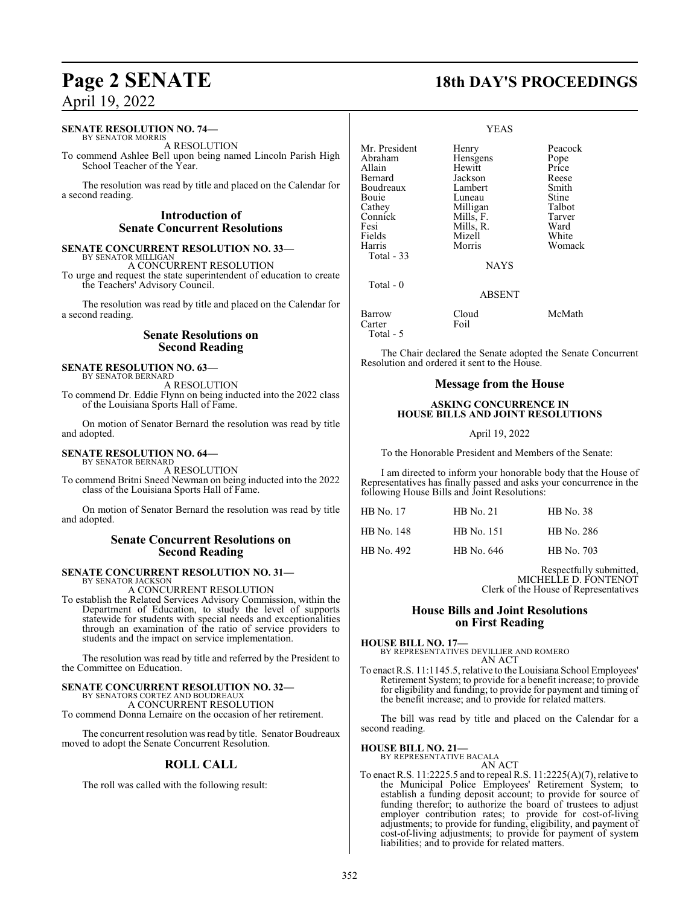**SENATE RESOLUTION NO. 74—**
BY SENATOR MORRIS

A RESOLUTION

To commend Ashlee Bell upon being named Lincoln Parish High School Teacher of the Year.

The resolution was read by title and placed on the Calendar for a second reading.

## Introduction of Senate Concurrent Resolutions

**SENATE CONCURRENT RESOLUTION NO. 33—**
BY SENATOR MILLIGAN

A CONCURRENT RESOLUTION

To urge and request the state superintendent of education to create the Teachers' Advisory Council.

The resolution was read by title and placed on the Calendar for a second reading.

## Senate Resolutions on Second Reading

**SENATE RESOLUTION NO. 63—**
BY SENATOR BERNARD

A RESOLUTION

To commend Dr. Eddie Flynn on being inducted into the 2022 class of the Louisiana Sports Hall of Fame.

On motion of Senator Bernard the resolution was read by title and adopted.

**SENATE RESOLUTION NO. 64—**
BY SENATOR BERNARD

A RESOLUTION

To commend Britni Sneed Newman on being inducted into the 2022 class of the Louisiana Sports Hall of Fame.

On motion of Senator Bernard the resolution was read by title and adopted.

## Senate Concurrent Resolutions on Second Reading

**SENATE CONCURRENT RESOLUTION NO. 31—**
BY SENATOR JACKSON

A CONCURRENT RESOLUTION

To establish the Related Services Advisory Commission, within the Department of Education, to study the level of supports statewide for students with special needs and exceptionalities through an examination of the ratio of service providers to students and the impact on service implementation.

The resolution was read by title and referred by the President to the Committee on Education.

**SENATE CONCURRENT RESOLUTION NO. 32—**
BY SENATORS CORTEZ AND BOUDREAUX

A CONCURRENT RESOLUTION

To commend Donna Lemaire on the occasion of her retirement.

The concurrent resolution was read by title. Senator Boudreaux moved to adopt the Senate Concurrent Resolution.

## ROLL CALL

The roll was called with the following result:

YEAS

| | | |
|---|---|---|
| Mr. President | Henry | Peacock |
| Abraham | Hensgens | Pope |
| Allain | Hewitt | Price |
| Bernard | Jackson | Reese |
| Boudreaux | Lambert | Smith |
| Bouie | Luneau | Stine |
| Cathey | Milligan | Talbot |
| Connick | Mills, F. | Tarver |
| Fesi | Mills, R. | Ward |
| Fields | Mizell | White |
| Harris | Morris | Womack |

Total - 33

NAYS

Total - 0

ABSENT

| | | |
|---|---|---|
| Barrow | Cloud | McMath |
| Carter | Foil | |

Total - 5

The Chair declared the Senate adopted the Senate Concurrent Resolution and ordered it sent to the House.

## Message from the House

**ASKING CONCURRENCE IN HOUSE BILLS AND JOINT RESOLUTIONS**

April 19, 2022

To the Honorable President and Members of the Senate:

I am directed to inform your honorable body that the House of Representatives has finally passed and asks your concurrence in the following House Bills and Joint Resolutions:

| | | |
|---|---|---|
| HB No. 17 | HB No. 21 | HB No. 38 |
| HB No. 148 | HB No. 151 | HB No. 286 |
| HB No. 492 | HB No. 646 | HB No. 703 |

Respectfully submitted,
MICHELLE D. FONTENOT
Clerk of the House of Representatives

## House Bills and Joint Resolutions on First Reading

**HOUSE BILL NO. 17—**
BY REPRESENTATIVES DEVILLIER AND ROMERO

AN ACT

To enact R.S. 11:1145.5, relative to the Louisiana School Employees' Retirement System; to provide for a benefit increase; to provide for eligibility and funding; to provide for payment and timing of the benefit increase; and to provide for related matters.

The bill was read by title and placed on the Calendar for a second reading.

**HOUSE BILL NO. 21—**
BY REPRESENTATIVE BACALA

AN ACT

To enact R.S. 11:2225.5 and to repeal R.S. 11:2225(A)(7), relative to the Municipal Police Employees' Retirement System; to establish a funding deposit account; to provide for source of funding therefor; to authorize the board of trustees to adjust employer contribution rates; to provide for cost-of-living adjustments; to provide for funding, eligibility, and payment of cost-of-living adjustments; to provide for payment of system liabilities; and to provide for related matters.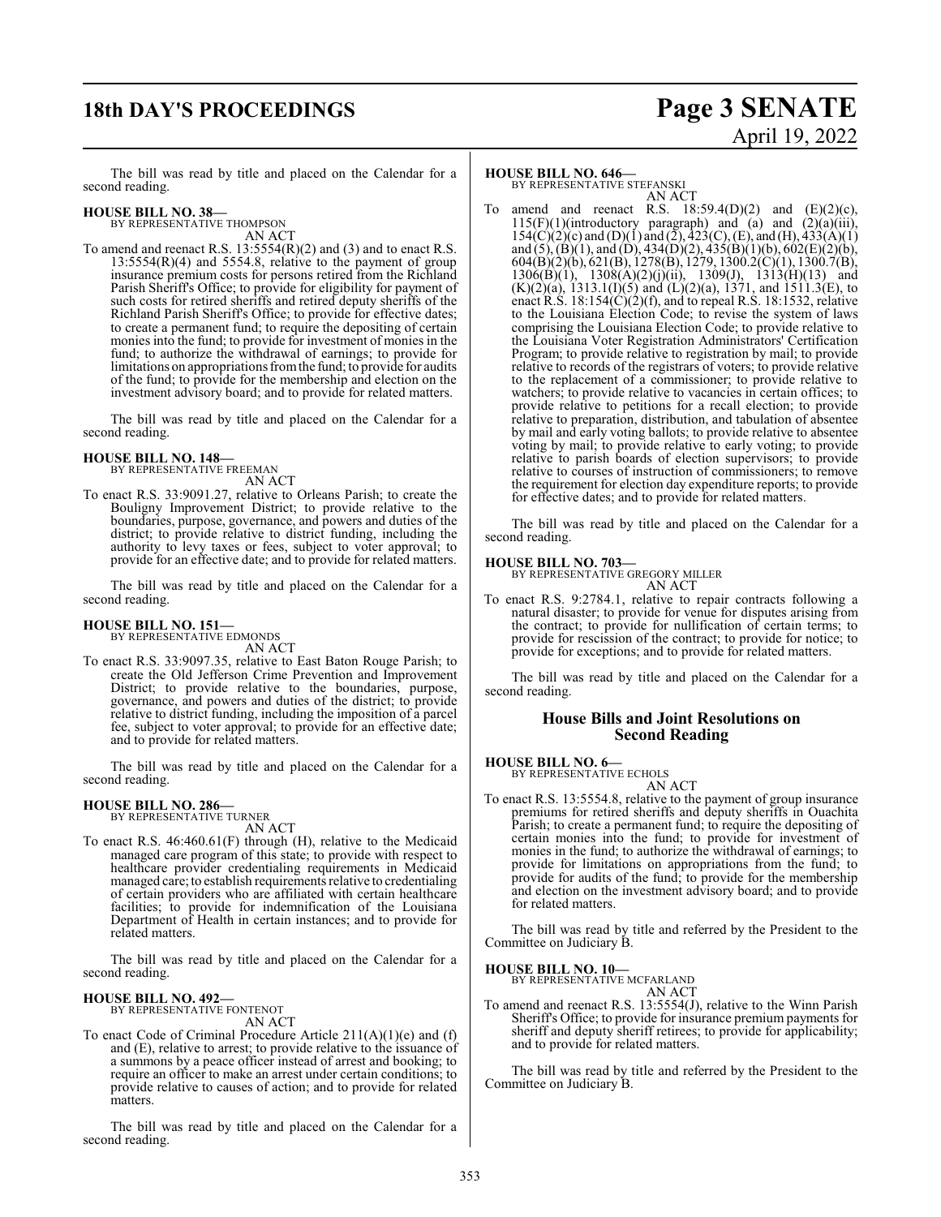The bill was read by title and placed on the Calendar for a second reading.

**HOUSE BILL NO. 38—**
BY REPRESENTATIVE THOMPSON
AN ACT

To amend and reenact R.S. 13:5554(R)(2) and (3) and to enact R.S. 13:5554(R)(4) and 5554.8, relative to the payment of group insurance premium costs for persons retired from the Richland Parish Sheriff's Office; to provide for eligibility for payment of such costs for retired sheriffs and retired deputy sheriffs of the Richland Parish Sheriff's Office; to provide for effective dates; to create a permanent fund; to require the depositing of certain monies into the fund; to provide for investment of monies in the fund; to authorize the withdrawal of earnings; to provide for limitations on appropriations from the fund; to provide for audits of the fund; to provide for the membership and election on the investment advisory board; and to provide for related matters.

The bill was read by title and placed on the Calendar for a second reading.

**HOUSE BILL NO. 148—**
BY REPRESENTATIVE FREEMAN
AN ACT

To enact R.S. 33:9091.27, relative to Orleans Parish; to create the Bouligny Improvement District; to provide relative to the boundaries, purpose, governance, and powers and duties of the district; to provide relative to district funding, including the authority to levy taxes or fees, subject to voter approval; to provide for an effective date; and to provide for related matters.

The bill was read by title and placed on the Calendar for a second reading.

**HOUSE BILL NO. 151—**
BY REPRESENTATIVE EDMONDS
AN ACT

To enact R.S. 33:9097.35, relative to East Baton Rouge Parish; to create the Old Jefferson Crime Prevention and Improvement District; to provide relative to the boundaries, purpose, governance, and powers and duties of the district; to provide relative to district funding, including the imposition of a parcel fee, subject to voter approval; to provide for an effective date; and to provide for related matters.

The bill was read by title and placed on the Calendar for a second reading.

**HOUSE BILL NO. 286—**
BY REPRESENTATIVE TURNER
AN ACT

To enact R.S. 46:460.61(F) through (H), relative to the Medicaid managed care program of this state; to provide with respect to healthcare provider credentialing requirements in Medicaid managed care; to establish requirements relative to credentialing of certain providers who are affiliated with certain healthcare facilities; to provide for indemnification of the Louisiana Department of Health in certain instances; and to provide for related matters.

The bill was read by title and placed on the Calendar for a second reading.

**HOUSE BILL NO. 492—**
BY REPRESENTATIVE FONTENOT
AN ACT

To enact Code of Criminal Procedure Article 211(A)(1)(e) and (f) and (E), relative to arrest; to provide relative to the issuance of a summons by a peace officer instead of arrest and booking; to require an officer to make an arrest under certain conditions; to provide relative to causes of action; and to provide for related matters.

The bill was read by title and placed on the Calendar for a second reading.

**HOUSE BILL NO. 646—**
BY REPRESENTATIVE STEFANSKI
AN ACT

To amend and reenact R.S. 18:59.4(D)(2) and (E)(2)(c), 115(F)(1)(introductory paragraph) and (a) and (2)(a)(iii), 154(C)(2)(c) and (D)(1) and (2), 423(C), (E), and (H), 433(A)(1) and (5), (B)(1), and (D), 434(D)(2), 435(B)(1)(b), 602(E)(2)(b), 604(B)(2)(b), 621(B), 1278(B), 1279, 1300.2(C)(1), 1300.7(B), 1306(B)(1), 1308(A)(2)(j)(ii), 1309(J), 1313(H)(13) and (K)(2)(a), 1313.1(I)(5) and (L)(2)(a), 1371, and 1511.3(E), to enact R.S. 18:154(C)(2)(f), and to repeal R.S. 18:1532, relative to the Louisiana Election Code; to revise the system of laws comprising the Louisiana Election Code; to provide relative to the Louisiana Voter Registration Administrators' Certification Program; to provide relative to registration by mail; to provide relative to records of the registrars of voters; to provide relative to the replacement of a commissioner; to provide relative to watchers; to provide relative to vacancies in certain offices; to provide relative to petitions for a recall election; to provide relative to preparation, distribution, and tabulation of absentee by mail and early voting ballots; to provide relative to absentee voting by mail; to provide relative to early voting; to provide relative to parish boards of election supervisors; to provide relative to courses of instruction of commissioners; to remove the requirement for election day expenditure reports; to provide for effective dates; and to provide for related matters.

The bill was read by title and placed on the Calendar for a second reading.

**HOUSE BILL NO. 703—**
BY REPRESENTATIVE GREGORY MILLER
AN ACT

To enact R.S. 9:2784.1, relative to repair contracts following a natural disaster; to provide for venue for disputes arising from the contract; to provide for nullification of certain terms; to provide for rescission of the contract; to provide for notice; to provide for exceptions; and to provide for related matters.

The bill was read by title and placed on the Calendar for a second reading.

## House Bills and Joint Resolutions on Second Reading

**HOUSE BILL NO. 6—**
BY REPRESENTATIVE ECHOLS
AN ACT

To enact R.S. 13:5554.8, relative to the payment of group insurance premiums for retired sheriffs and deputy sheriffs in Ouachita Parish; to create a permanent fund; to require the depositing of certain monies into the fund; to provide for investment of monies in the fund; to authorize the withdrawal of earnings; to provide for limitations on appropriations from the fund; to provide for audits of the fund; to provide for the membership and election on the investment advisory board; and to provide for related matters.

The bill was read by title and referred by the President to the Committee on Judiciary B.

**HOUSE BILL NO. 10—**
BY REPRESENTATIVE MCFARLAND
AN ACT

To amend and reenact R.S. 13:5554(J), relative to the Winn Parish Sheriff's Office; to provide for insurance premium payments for sheriff and deputy sheriff retirees; to provide for applicability; and to provide for related matters.

The bill was read by title and referred by the President to the Committee on Judiciary B.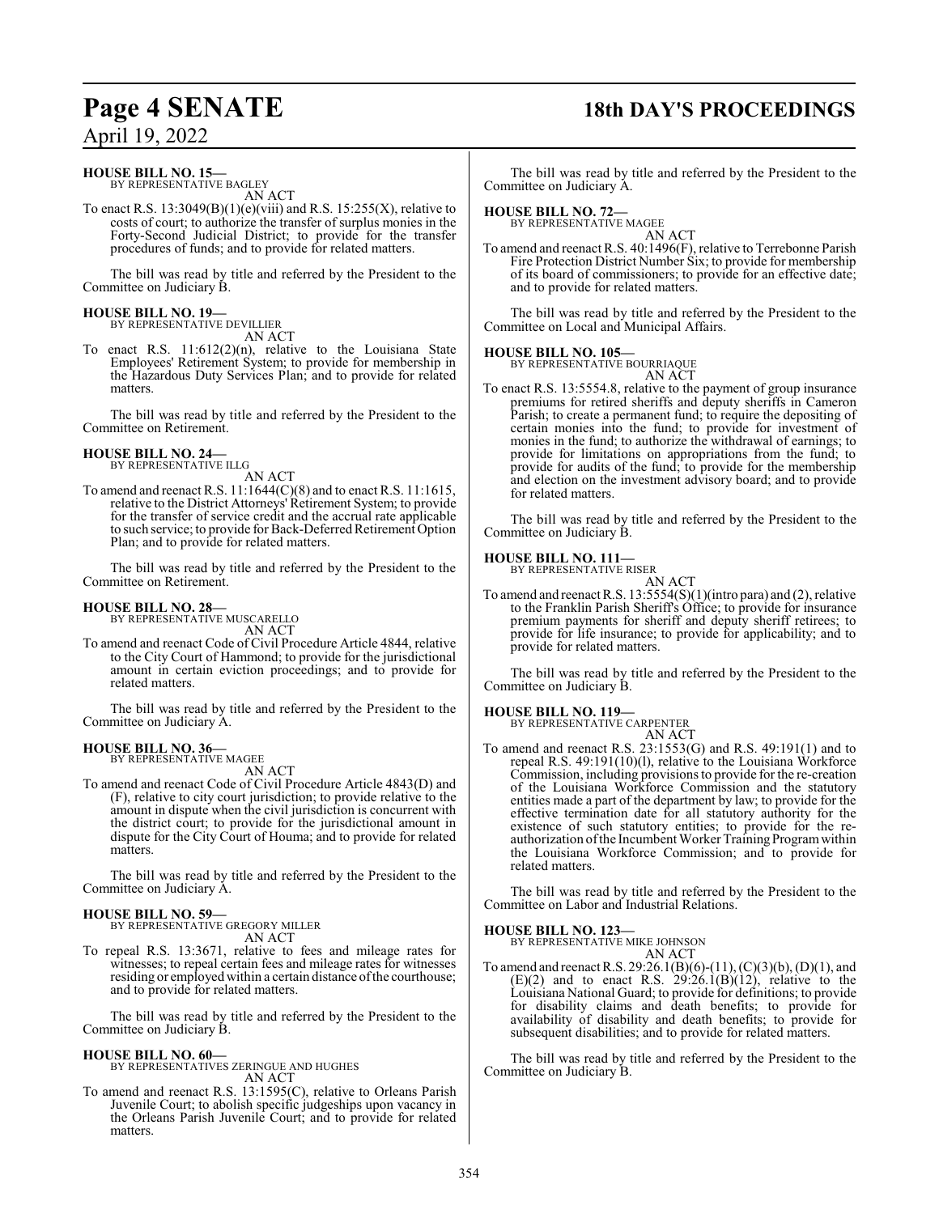**HOUSE BILL NO. 15—**
BY REPRESENTATIVE BAGLEY
AN ACT

To enact R.S. 13:3049(B)(1)(e)(viii) and R.S. 15:255(X), relative to costs of court; to authorize the transfer of surplus monies in the Forty-Second Judicial District; to provide for the transfer procedures of funds; and to provide for related matters.

The bill was read by title and referred by the President to the Committee on Judiciary B.

**HOUSE BILL NO. 19—**
BY REPRESENTATIVE DEVILLIER
AN ACT

To enact R.S. 11:612(2)(n), relative to the Louisiana State Employees' Retirement System; to provide for membership in the Hazardous Duty Services Plan; and to provide for related matters.

The bill was read by title and referred by the President to the Committee on Retirement.

**HOUSE BILL NO. 24—**
BY REPRESENTATIVE ILLG
AN ACT

To amend and reenact R.S. 11:1644(C)(8) and to enact R.S. 11:1615, relative to the District Attorneys' Retirement System; to provide for the transfer of service credit and the accrual rate applicable to such service; to provide for Back-Deferred Retirement Option Plan; and to provide for related matters.

The bill was read by title and referred by the President to the Committee on Retirement.

**HOUSE BILL NO. 28—**
BY REPRESENTATIVE MUSCARELLO
AN ACT

To amend and reenact Code of Civil Procedure Article 4844, relative to the City Court of Hammond; to provide for the jurisdictional amount in certain eviction proceedings; and to provide for related matters.

The bill was read by title and referred by the President to the Committee on Judiciary A.

**HOUSE BILL NO. 36—**
BY REPRESENTATIVE MAGEE
AN ACT

To amend and reenact Code of Civil Procedure Article 4843(D) and (F), relative to city court jurisdiction; to provide relative to the amount in dispute when the civil jurisdiction is concurrent with the district court; to provide for the jurisdictional amount in dispute for the City Court of Houma; and to provide for related matters.

The bill was read by title and referred by the President to the Committee on Judiciary A.

**HOUSE BILL NO. 59—**
BY REPRESENTATIVE GREGORY MILLER
AN ACT

To repeal R.S. 13:3671, relative to fees and mileage rates for witnesses; to repeal certain fees and mileage rates for witnesses residing or employed within a certain distance of the courthouse; and to provide for related matters.

The bill was read by title and referred by the President to the Committee on Judiciary B.

**HOUSE BILL NO. 60—**
BY REPRESENTATIVES ZERINGUE AND HUGHES
AN ACT

To amend and reenact R.S. 13:1595(C), relative to Orleans Parish Juvenile Court; to abolish specific judgeships upon vacancy in the Orleans Parish Juvenile Court; and to provide for related matters.

The bill was read by title and referred by the President to the Committee on Judiciary A.

**HOUSE BILL NO. 72—**
BY REPRESENTATIVE MAGEE
AN ACT

To amend and reenact R.S. 40:1496(F), relative to Terrebonne Parish Fire Protection District Number Six; to provide for membership of its board of commissioners; to provide for an effective date; and to provide for related matters.

The bill was read by title and referred by the President to the Committee on Local and Municipal Affairs.

**HOUSE BILL NO. 105—**
BY REPRESENTATIVE BOURRIAQUE
AN ACT

To enact R.S. 13:5554.8, relative to the payment of group insurance premiums for retired sheriffs and deputy sheriffs in Cameron Parish; to create a permanent fund; to require the depositing of certain monies into the fund; to provide for investment of monies in the fund; to authorize the withdrawal of earnings; to provide for limitations on appropriations from the fund; to provide for audits of the fund; to provide for the membership and election on the investment advisory board; and to provide for related matters.

The bill was read by title and referred by the President to the Committee on Judiciary B.

**HOUSE BILL NO. 111—**
BY REPRESENTATIVE RISER
AN ACT

To amend and reenact R.S. 13:5554(S)(1)(intro para) and (2), relative to the Franklin Parish Sheriff's Office; to provide for insurance premium payments for sheriff and deputy sheriff retirees; to provide for life insurance; to provide for applicability; and to provide for related matters.

The bill was read by title and referred by the President to the Committee on Judiciary B.

**HOUSE BILL NO. 119—**
BY REPRESENTATIVE CARPENTER
AN ACT

To amend and reenact R.S. 23:1553(G) and R.S. 49:191(1) and to repeal R.S. 49:191(10)(l), relative to the Louisiana Workforce Commission, including provisions to provide for the re-creation of the Louisiana Workforce Commission and the statutory entities made a part of the department by law; to provide for the effective termination date for all statutory authority for the existence of such statutory entities; to provide for the re-authorization of the Incumbent Worker Training Program within the Louisiana Workforce Commission; and to provide for related matters.

The bill was read by title and referred by the President to the Committee on Labor and Industrial Relations.

**HOUSE BILL NO. 123—**
BY REPRESENTATIVE MIKE JOHNSON
AN ACT

To amend and reenact R.S. 29:26.1(B)(6)-(11), (C)(3)(b), (D)(1), and (E)(2) and to enact R.S. 29:26.1(B)(12), relative to the Louisiana National Guard; to provide for definitions; to provide for disability claims and death benefits; to provide for availability of disability and death benefits; to provide for subsequent disabilities; and to provide for related matters.

The bill was read by title and referred by the President to the Committee on Judiciary B.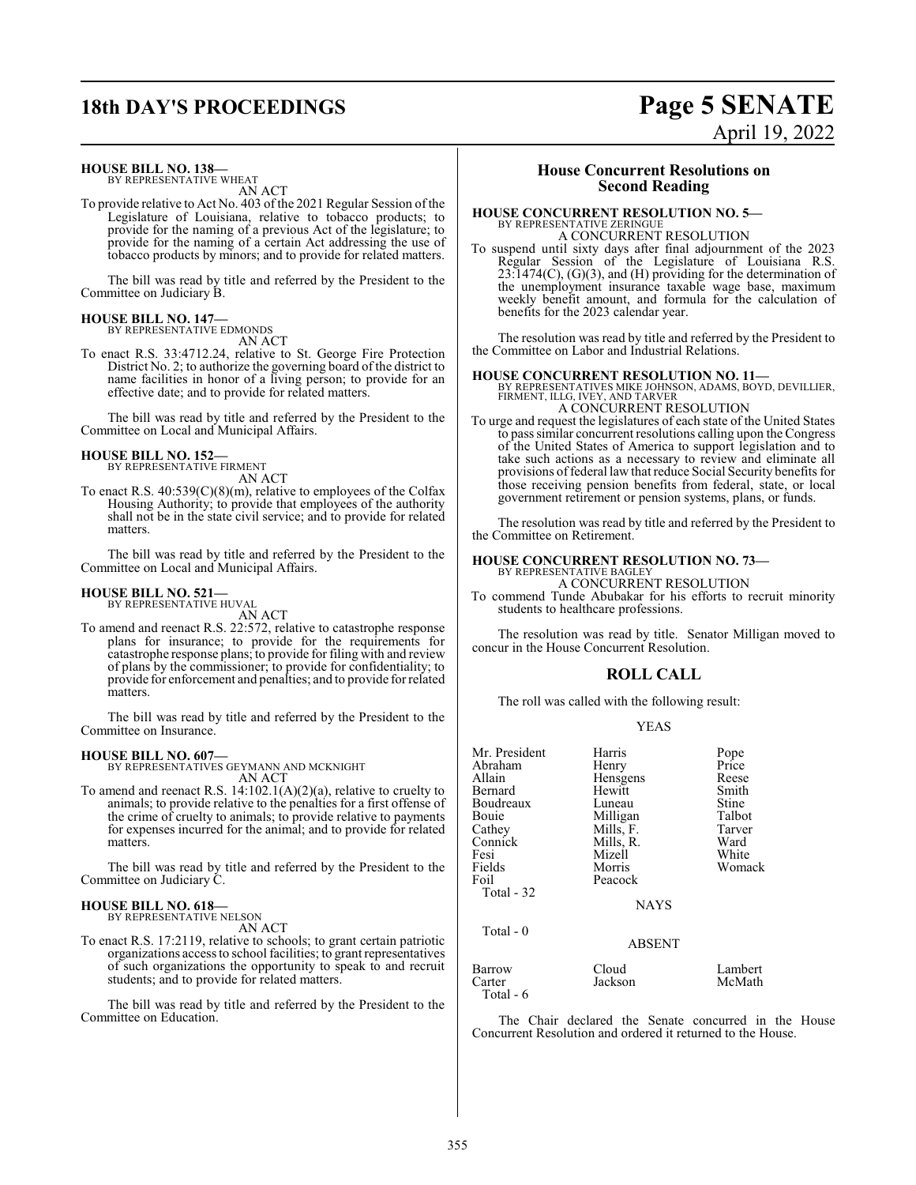**HOUSE BILL NO. 138—**
BY REPRESENTATIVE WHEAT

AN ACT

To provide relative to Act No. 403 of the 2021 Regular Session of the Legislature of Louisiana, relative to tobacco products; to provide for the naming of a previous Act of the legislature; to provide for the naming of a certain Act addressing the use of tobacco products by minors; and to provide for related matters.

The bill was read by title and referred by the President to the Committee on Judiciary B.

**HOUSE BILL NO. 147—**
BY REPRESENTATIVE EDMONDS

AN ACT

To enact R.S. 33:4712.24, relative to St. George Fire Protection District No. 2; to authorize the governing board of the district to name facilities in honor of a living person; to provide for an effective date; and to provide for related matters.

The bill was read by title and referred by the President to the Committee on Local and Municipal Affairs.

**HOUSE BILL NO. 152—**
BY REPRESENTATIVE FIRMENT

AN ACT

To enact R.S. 40:539(C)(8)(m), relative to employees of the Colfax Housing Authority; to provide that employees of the authority shall not be in the state civil service; and to provide for related matters.

The bill was read by title and referred by the President to the Committee on Local and Municipal Affairs.

**HOUSE BILL NO. 521—**
BY REPRESENTATIVE HUVAL

AN ACT

To amend and reenact R.S. 22:572, relative to catastrophe response plans for insurance; to provide for the requirements for catastrophe response plans; to provide for filing with and review of plans by the commissioner; to provide for confidentiality; to provide for enforcement and penalties; and to provide for related matters.

The bill was read by title and referred by the President to the Committee on Insurance.

**HOUSE BILL NO. 607—**
BY REPRESENTATIVES GEYMANN AND MCKNIGHT

AN ACT

To amend and reenact R.S. 14:102.1(A)(2)(a), relative to cruelty to animals; to provide relative to the penalties for a first offense of the crime of cruelty to animals; to provide relative to payments for expenses incurred for the animal; and to provide for related matters.

The bill was read by title and referred by the President to the Committee on Judiciary C.

**HOUSE BILL NO. 618—**
BY REPRESENTATIVE NELSON

AN ACT

To enact R.S. 17:2119, relative to schools; to grant certain patriotic organizations access to school facilities; to grant representatives of such organizations the opportunity to speak to and recruit students; and to provide for related matters.

The bill was read by title and referred by the President to the Committee on Education.

## House Concurrent Resolutions on Second Reading

**HOUSE CONCURRENT RESOLUTION NO. 5—**
BY REPRESENTATIVE ZERINGUE

A CONCURRENT RESOLUTION

To suspend until sixty days after final adjournment of the 2023 Regular Session of the Legislature of Louisiana R.S. 23:1474(C), (G)(3), and (H) providing for the determination of the unemployment insurance taxable wage base, maximum weekly benefit amount, and formula for the calculation of benefits for the 2023 calendar year.

The resolution was read by title and referred by the President to the Committee on Labor and Industrial Relations.

**HOUSE CONCURRENT RESOLUTION NO. 11—**
BY REPRESENTATIVES MIKE JOHNSON, ADAMS, BOYD, DEVILLIER, FIRMENT, ILLG, IVEY, AND TARVER

A CONCURRENT RESOLUTION

To urge and request the legislatures of each state of the United States to pass similar concurrent resolutions calling upon the Congress of the United States of America to support legislation and to take such actions as a necessary to review and eliminate all provisions of federal law that reduce Social Security benefits for those receiving pension benefits from federal, state, or local government retirement or pension systems, plans, or funds.

The resolution was read by title and referred by the President to the Committee on Retirement.

**HOUSE CONCURRENT RESOLUTION NO. 73—**
BY REPRESENTATIVE BAGLEY

A CONCURRENT RESOLUTION

To commend Tunde Abubakar for his efforts to recruit minority students to healthcare professions.

The resolution was read by title. Senator Milligan moved to concur in the House Concurrent Resolution.

## ROLL CALL

The roll was called with the following result:

YEAS

| | | |
|---|---|---|
| Mr. President | Harris | Pope |
| Abraham | Henry | Price |
| Allain | Hensgens | Reese |
| Bernard | Hewitt | Smith |
| Boudreaux | Luneau | Stine |
| Bouie | Milligan | Talbot |
| Cathey | Mills, F. | Tarver |
| Connick | Mills, R. | Ward |
| Fesi | Mizell | White |
| Fields | Morris | Womack |
| Foil | Peacock | |

Total - 32

NAYS

Total - 0

ABSENT

| | | |
|---|---|---|
| Barrow | Cloud | Lambert |
| Carter | Jackson | McMath |

Total - 6

The Chair declared the Senate concurred in the House Concurrent Resolution and ordered it returned to the House.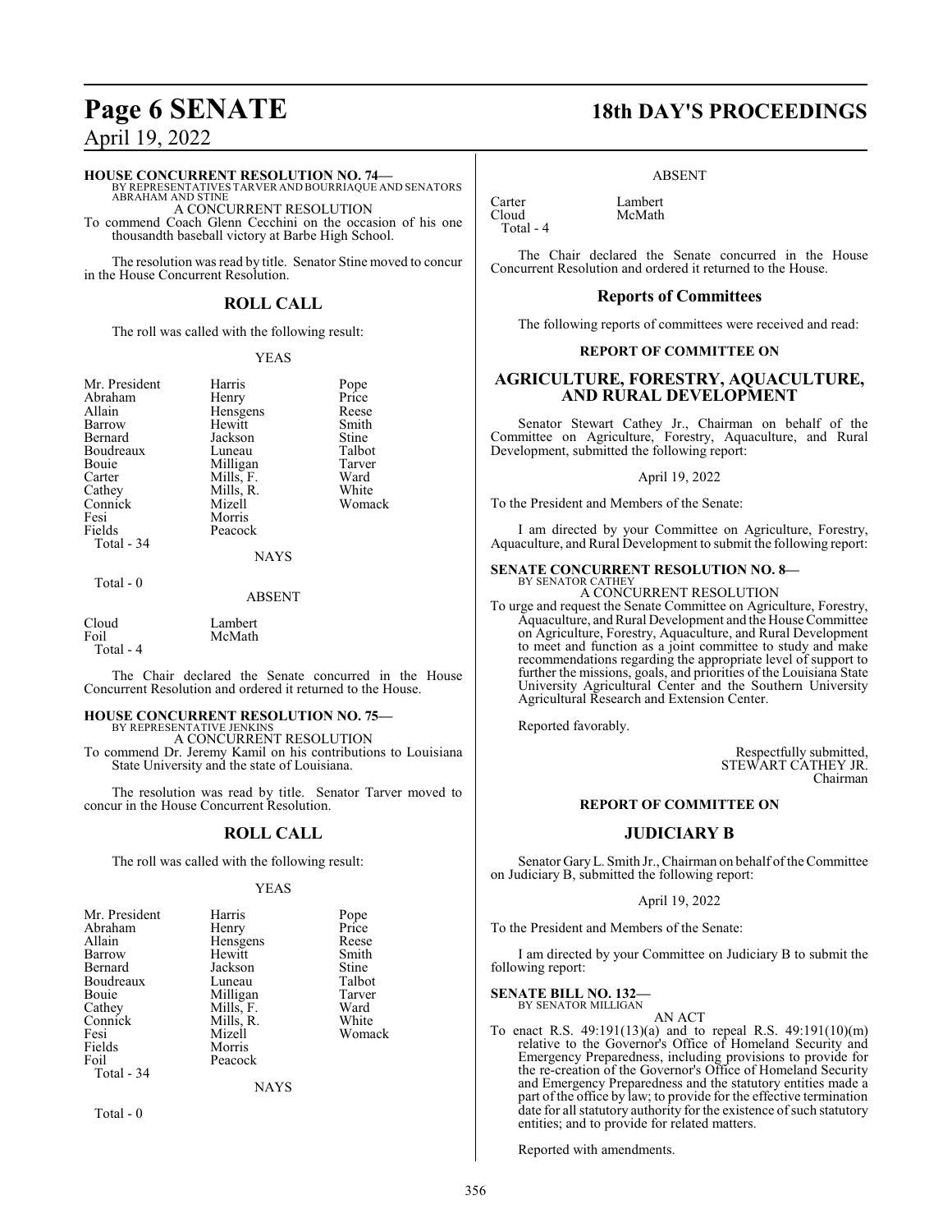**HOUSE CONCURRENT RESOLUTION NO. 74—**
BY REPRESENTATIVES TARVER AND BOURRIAQUE AND SENATORS ABRAHAM AND STINE

A CONCURRENT RESOLUTION

To commend Coach Glenn Cecchini on the occasion of his one thousandth baseball victory at Barbe High School.

The resolution was read by title. Senator Stine moved to concur in the House Concurrent Resolution.

## ROLL CALL

The roll was called with the following result:

YEAS

| | | |
|---|---|---|
| Mr. President | Harris | Pope |
| Abraham | Henry | Price |
| Allain | Hensgens | Reese |
| Barrow | Hewitt | Smith |
| Bernard | Jackson | Stine |
| Boudreaux | Luneau | Talbot |
| Bouie | Milligan | Tarver |
| Carter | Mills, F. | Ward |
| Cathey | Mills, R. | White |
| Connick | Mizell | Womack |
| Fesi | Morris | |
| Fields | Peacock | |

Total - 34

NAYS

Total - 0

ABSENT

| | |
|---|---|
| Cloud | Lambert |
| Foil | McMath |

Total - 4

The Chair declared the Senate concurred in the House Concurrent Resolution and ordered it returned to the House.

**HOUSE CONCURRENT RESOLUTION NO. 75—**
BY REPRESENTATIVE JENKINS

A CONCURRENT RESOLUTION

To commend Dr. Jeremy Kamil on his contributions to Louisiana State University and the state of Louisiana.

The resolution was read by title. Senator Tarver moved to concur in the House Concurrent Resolution.

## ROLL CALL

The roll was called with the following result:

YEAS

| | | |
|---|---|---|
| Mr. President | Harris | Pope |
| Abraham | Henry | Price |
| Allain | Hensgens | Reese |
| Barrow | Hewitt | Smith |
| Bernard | Jackson | Stine |
| Boudreaux | Luneau | Talbot |
| Bouie | Milligan | Tarver |
| Cathey | Mills, F. | Ward |
| Connick | Mills, R. | White |
| Fesi | Mizell | Womack |
| Fields | Morris | |
| Foil | Peacock | |

Total - 34

NAYS

Total - 0

ABSENT

| | |
|---|---|
| Carter | Lambert |
| Cloud | McMath |

Total - 4

The Chair declared the Senate concurred in the House Concurrent Resolution and ordered it returned to the House.

## Reports of Committees

The following reports of committees were received and read:

### REPORT OF COMMITTEE ON

## AGRICULTURE, FORESTRY, AQUACULTURE, AND RURAL DEVELOPMENT

Senator Stewart Cathey Jr., Chairman on behalf of the Committee on Agriculture, Forestry, Aquaculture, and Rural Development, submitted the following report:

April 19, 2022

To the President and Members of the Senate:

I am directed by your Committee on Agriculture, Forestry, Aquaculture, and Rural Development to submit the following report:

**SENATE CONCURRENT RESOLUTION NO. 8—**
BY SENATOR CATHEY

A CONCURRENT RESOLUTION

To urge and request the Senate Committee on Agriculture, Forestry, Aquaculture, and Rural Development and the House Committee on Agriculture, Forestry, Aquaculture, and Rural Development to meet and function as a joint committee to study and make recommendations regarding the appropriate level of support to further the missions, goals, and priorities of the Louisiana State University Agricultural Center and the Southern University Agricultural Research and Extension Center.

Reported favorably.

Respectfully submitted,
STEWART CATHEY JR.
Chairman

### REPORT OF COMMITTEE ON

## JUDICIARY B

Senator Gary L. Smith Jr., Chairman on behalf of the Committee on Judiciary B, submitted the following report:

April 19, 2022

To the President and Members of the Senate:

I am directed by your Committee on Judiciary B to submit the following report:

**SENATE BILL NO. 132—**
BY SENATOR MILLIGAN

AN ACT

To enact R.S. 49:191(13)(a) and to repeal R.S. 49:191(10)(m) relative to the Governor's Office of Homeland Security and Emergency Preparedness, including provisions to provide for the re-creation of the Governor's Office of Homeland Security and Emergency Preparedness and the statutory entities made a part of the office by law; to provide for the effective termination date for all statutory authority for the existence of such statutory entities; and to provide for related matters.

Reported with amendments.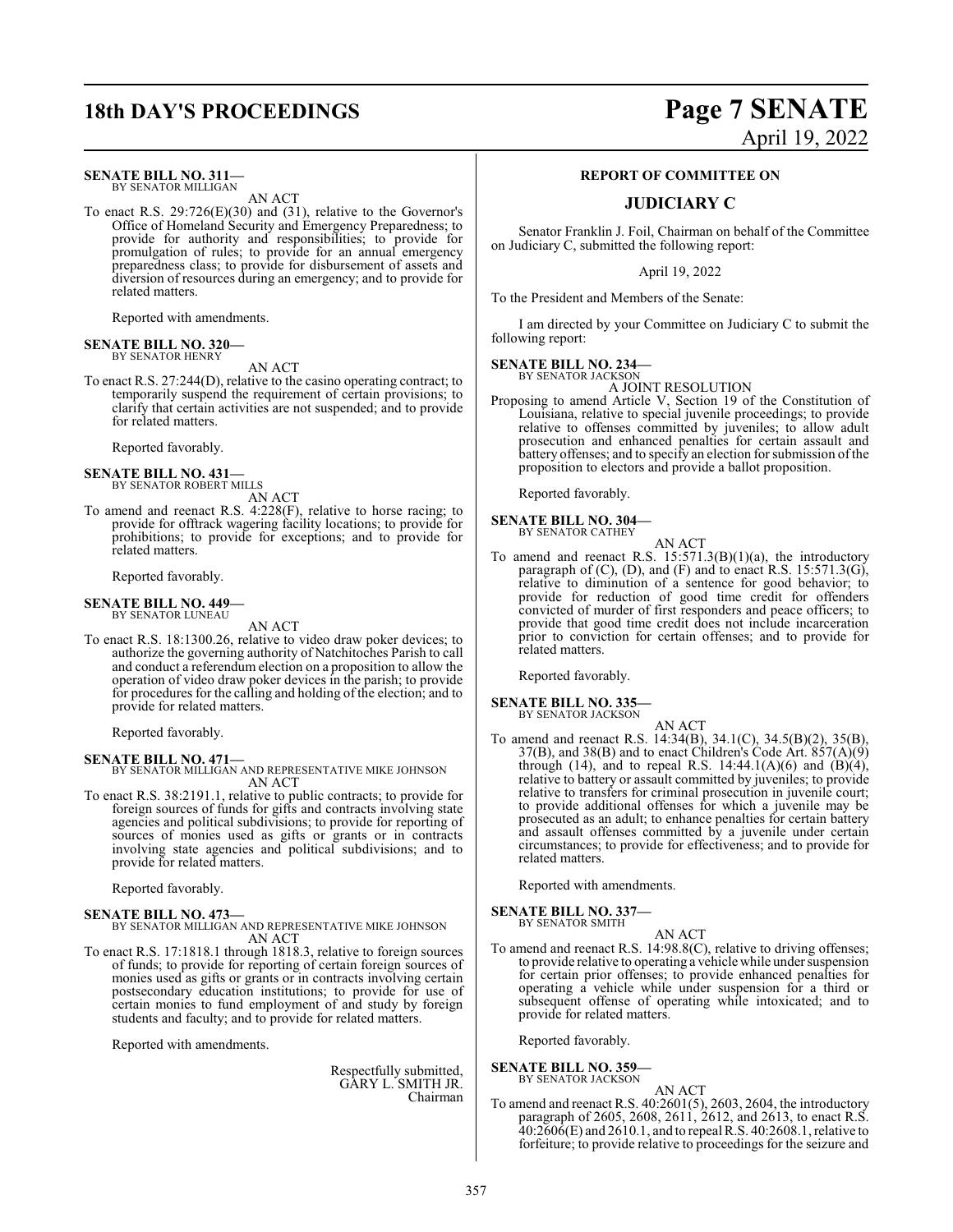**SENATE BILL NO. 311—**
BY SENATOR MILLIGAN

AN ACT

To enact R.S. 29:726(E)(30) and (31), relative to the Governor's Office of Homeland Security and Emergency Preparedness; to provide for authority and responsibilities; to provide for promulgation of rules; to provide for an annual emergency preparedness class; to provide for disbursement of assets and diversion of resources during an emergency; and to provide for related matters.

Reported with amendments.

**SENATE BILL NO. 320—**
BY SENATOR HENRY

AN ACT

To enact R.S. 27:244(D), relative to the casino operating contract; to temporarily suspend the requirement of certain provisions; to clarify that certain activities are not suspended; and to provide for related matters.

Reported favorably.

**SENATE BILL NO. 431—**
BY SENATOR ROBERT MILLS

AN ACT

To amend and reenact R.S. 4:228(F), relative to horse racing; to provide for offtrack wagering facility locations; to provide for prohibitions; to provide for exceptions; and to provide for related matters.

Reported favorably.

**SENATE BILL NO. 449—**
BY SENATOR LUNEAU

AN ACT

To enact R.S. 18:1300.26, relative to video draw poker devices; to authorize the governing authority of Natchitoches Parish to call and conduct a referendum election on a proposition to allow the operation of video draw poker devices in the parish; to provide for procedures for the calling and holding of the election; and to provide for related matters.

Reported favorably.

**SENATE BILL NO. 471—**
BY SENATOR MILLIGAN AND REPRESENTATIVE MIKE JOHNSON

AN ACT

To enact R.S. 38:2191.1, relative to public contracts; to provide for foreign sources of funds for gifts and contracts involving state agencies and political subdivisions; to provide for reporting of sources of monies used as gifts or grants or in contracts involving state agencies and political subdivisions; and to provide for related matters.

Reported favorably.

**SENATE BILL NO. 473—**
BY SENATOR MILLIGAN AND REPRESENTATIVE MIKE JOHNSON

AN ACT

To enact R.S. 17:1818.1 through 1818.3, relative to foreign sources of funds; to provide for reporting of certain foreign sources of monies used as gifts or grants or in contracts involving certain postsecondary education institutions; to provide for use of certain monies to fund employment of and study by foreign students and faculty; and to provide for related matters.

Reported with amendments.

Respectfully submitted,
GARY L. SMITH JR.
Chairman

## REPORT OF COMMITTEE ON

## JUDICIARY C

Senator Franklin J. Foil, Chairman on behalf of the Committee on Judiciary C, submitted the following report:

April 19, 2022

To the President and Members of the Senate:

I am directed by your Committee on Judiciary C to submit the following report:

**SENATE BILL NO. 234—**
BY SENATOR JACKSON

A JOINT RESOLUTION

Proposing to amend Article V, Section 19 of the Constitution of Louisiana, relative to special juvenile proceedings; to provide relative to offenses committed by juveniles; to allow adult prosecution and enhanced penalties for certain assault and battery offenses; and to specify an election for submission of the proposition to electors and provide a ballot proposition.

Reported favorably.

**SENATE BILL NO. 304—**
BY SENATOR CATHEY

AN ACT

To amend and reenact R.S. 15:571.3(B)(1)(a), the introductory paragraph of (C), (D), and (F) and to enact R.S. 15:571.3(G), relative to diminution of a sentence for good behavior; to provide for reduction of good time credit for offenders convicted of murder of first responders and peace officers; to provide that good time credit does not include incarceration prior to conviction for certain offenses; and to provide for related matters.

Reported favorably.

**SENATE BILL NO. 335—**
BY SENATOR JACKSON

AN ACT

To amend and reenact R.S. 14:34(B), 34.1(C), 34.5(B)(2), 35(B), 37(B), and 38(B) and to enact Children's Code Art. 857(A)(9) through (14), and to repeal R.S. 14:44.1(A)(6) and (B)(4), relative to battery or assault committed by juveniles; to provide relative to transfers for criminal prosecution in juvenile court; to provide additional offenses for which a juvenile may be prosecuted as an adult; to enhance penalties for certain battery and assault offenses committed by a juvenile under certain circumstances; to provide for effectiveness; and to provide for related matters.

Reported with amendments.

**SENATE BILL NO. 337—**
BY SENATOR SMITH

AN ACT

To amend and reenact R.S. 14:98.8(C), relative to driving offenses; to provide relative to operating a vehicle while under suspension for certain prior offenses; to provide enhanced penalties for operating a vehicle while under suspension for a third or subsequent offense of operating while intoxicated; and to provide for related matters.

Reported favorably.

**SENATE BILL NO. 359—**
BY SENATOR JACKSON

AN ACT

To amend and reenact R.S. 40:2601(5), 2603, 2604, the introductory paragraph of 2605, 2608, 2611, 2612, and 2613, to enact R.S. 40:2606(E) and 2610.1, and to repeal R.S. 40:2608.1, relative to forfeiture; to provide relative to proceedings for the seizure and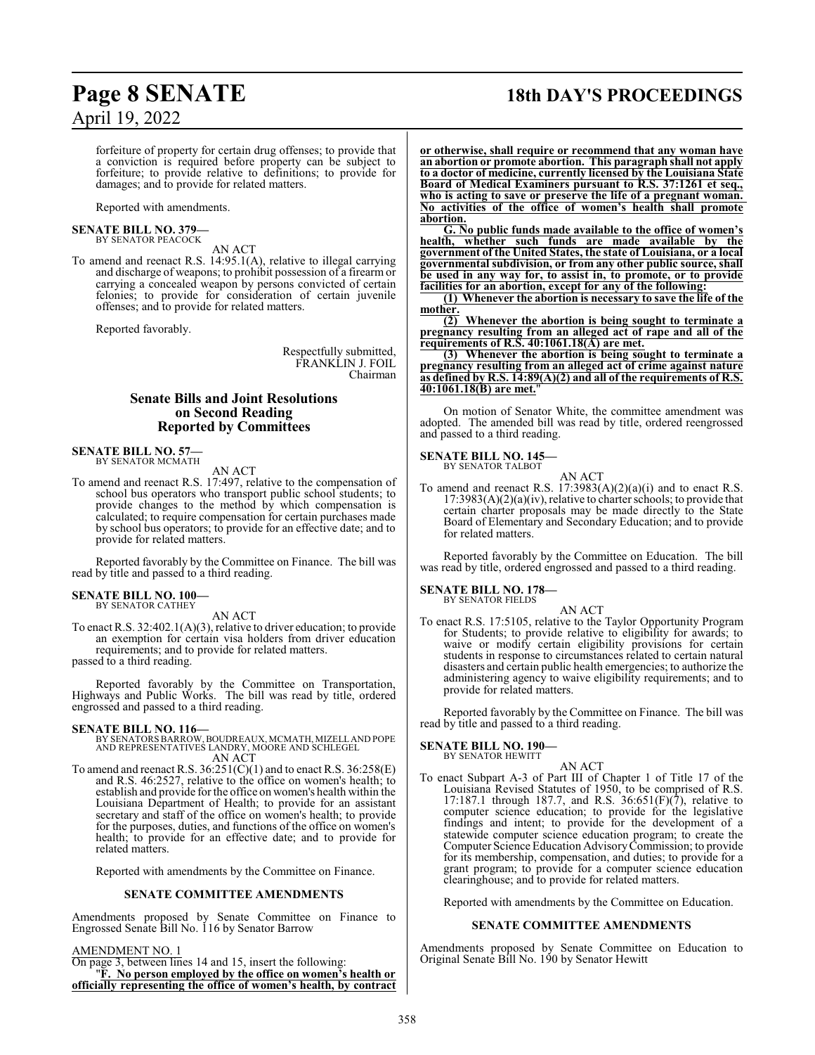forfeiture of property for certain drug offenses; to provide that a conviction is required before property can be subject to forfeiture; to provide relative to definitions; to provide for damages; and to provide for related matters.

Reported with amendments.

**SENATE BILL NO. 379—**
BY SENATOR PEACOCK

AN ACT

To amend and reenact R.S. 14:95.1(A), relative to illegal carrying and discharge of weapons; to prohibit possession of a firearm or carrying a concealed weapon by persons convicted of certain felonies; to provide for consideration of certain juvenile offenses; and to provide for related matters.

Reported favorably.

Respectfully submitted,
FRANKLIN J. FOIL
Chairman

## Senate Bills and Joint Resolutions on Second Reading Reported by Committees

**SENATE BILL NO. 57—**
BY SENATOR MCMATH

AN ACT

To amend and reenact R.S. 17:497, relative to the compensation of school bus operators who transport public school students; to provide changes to the method by which compensation is calculated; to require compensation for certain purchases made by school bus operators; to provide for an effective date; and to provide for related matters.

Reported favorably by the Committee on Finance. The bill was read by title and passed to a third reading.

**SENATE BILL NO. 100—**
BY SENATOR CATHEY

AN ACT

To enact R.S. 32:402.1(A)(3), relative to driver education; to provide an exemption for certain visa holders from driver education requirements; and to provide for related matters.
passed to a third reading.

Reported favorably by the Committee on Transportation, Highways and Public Works. The bill was read by title, ordered engrossed and passed to a third reading.

**SENATE BILL NO. 116—**
BY SENATORS BARROW, BOUDREAUX, MCMATH, MIZELL AND POPE AND REPRESENTATIVES LANDRY, MOORE AND SCHLEGEL

AN ACT

To amend and reenact R.S. 36:251(C)(1) and to enact R.S. 36:258(E) and R.S. 46:2527, relative to the office on women's health; to establish and provide for the office on women's health within the Louisiana Department of Health; to provide for an assistant secretary and staff of the office on women's health; to provide for the purposes, duties, and functions of the office on women's health; to provide for an effective date; and to provide for related matters.

Reported with amendments by the Committee on Finance.

### SENATE COMMITTEE AMENDMENTS

Amendments proposed by Senate Committee on Finance to Engrossed Senate Bill No. 116 by Senator Barrow

AMENDMENT NO. 1

On page 3, between lines 14 and 15, insert the following:

"**F. No person employed by the office on women's health or officially representing the office of women's health, by contract or otherwise, shall require or recommend that any woman have an abortion or promote abortion. This paragraph shall not apply to a doctor of medicine, currently licensed by the Louisiana State Board of Medical Examiners pursuant to R.S. 37:1261 et seq., who is acting to save or preserve the life of a pregnant woman. No activities of the office of women's health shall promote abortion.**

**G. No public funds made available to the office of women's health, whether such funds are made available by the government of the United States, the state of Louisiana, or a local governmental subdivision, or from any other public source, shall be used in any way for, to assist in, to promote, or to provide facilities for an abortion, except for any of the following:**

**(1) Whenever the abortion is necessary to save the life of the mother.**

**(2) Whenever the abortion is being sought to terminate a pregnancy resulting from an alleged act of rape and all of the requirements of R.S. 40:1061.18(A) are met.**

**(3) Whenever the abortion is being sought to terminate a pregnancy resulting from an alleged act of crime against nature as defined by R.S. 14:89(A)(2) and all of the requirements of R.S. 40:1061.18(B) are met.**"

On motion of Senator White, the committee amendment was adopted. The amended bill was read by title, ordered reengrossed and passed to a third reading.

**SENATE BILL NO. 145—**
BY SENATOR TALBOT

AN ACT

To amend and reenact R.S. 17:3983(A)(2)(a)(i) and to enact R.S. 17:3983(A)(2)(a)(iv), relative to charter schools; to provide that certain charter proposals may be made directly to the State Board of Elementary and Secondary Education; and to provide for related matters.

Reported favorably by the Committee on Education. The bill was read by title, ordered engrossed and passed to a third reading.

**SENATE BILL NO. 178—**
BY SENATOR FIELDS

AN ACT

To enact R.S. 17:5105, relative to the Taylor Opportunity Program for Students; to provide relative to eligibility for awards; to waive or modify certain eligibility provisions for certain students in response to circumstances related to certain natural disasters and certain public health emergencies; to authorize the administering agency to waive eligibility requirements; and to provide for related matters.

Reported favorably by the Committee on Finance. The bill was read by title and passed to a third reading.

**SENATE BILL NO. 190—**
BY SENATOR HEWITT

AN ACT

To enact Subpart A-3 of Part III of Chapter 1 of Title 17 of the Louisiana Revised Statutes of 1950, to be comprised of R.S. 17:187.1 through 187.7, and R.S. 36:651(F)(7), relative to computer science education; to provide for the legislative findings and intent; to provide for the development of a statewide computer science education program; to create the Computer Science Education Advisory Commission; to provide for its membership, compensation, and duties; to provide for a grant program; to provide for a computer science education clearinghouse; and to provide for related matters.

Reported with amendments by the Committee on Education.

### SENATE COMMITTEE AMENDMENTS

Amendments proposed by Senate Committee on Education to Original Senate Bill No. 190 by Senator Hewitt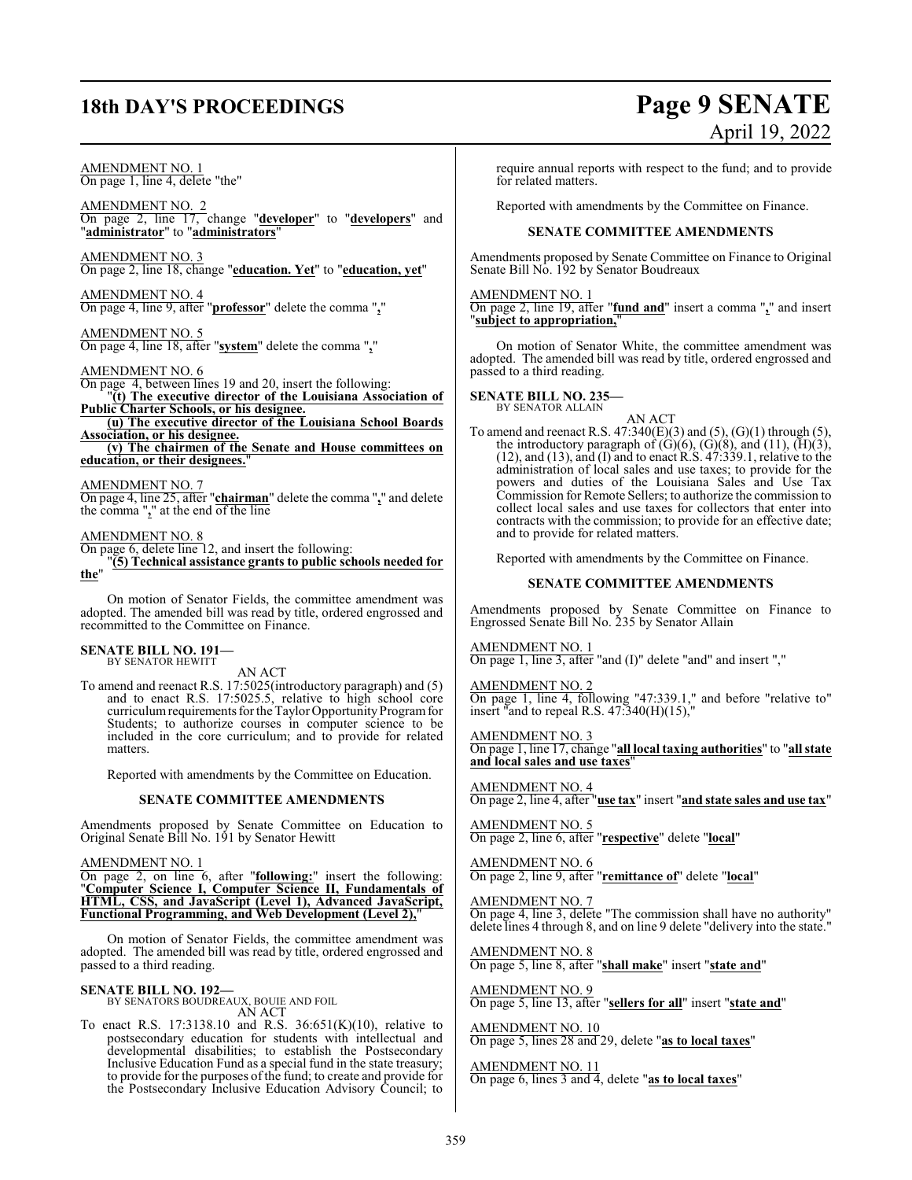AMENDMENT NO. 1
On page 1, line 4, delete "the"

AMENDMENT NO. 2
On page 2, line 17, change "**developer**" to "**developers**" and "**administrator**" to "**administrators**"

AMENDMENT NO. 3
On page 2, line 18, change "**education. Yet**" to "**education, yet**"

AMENDMENT NO. 4
On page 4, line 9, after "**professor**" delete the comma "**,**"

AMENDMENT NO. 5
On page 4, line 18, after "**system**" delete the comma "**,**"

AMENDMENT NO. 6
On page 4, between lines 19 and 20, insert the following:

"**(t) The executive director of the Louisiana Association of Public Charter Schools, or his designee.**

**(u) The executive director of the Louisiana School Boards Association, or his designee.**

**(v) The chairmen of the Senate and House committees on education, or their designees.**"

AMENDMENT NO. 7
On page 4, line 25, after "**chairman**" delete the comma "**,**" and delete the comma "**,**" at the end of the line

AMENDMENT NO. 8
On page 6, delete line 12, and insert the following:

"**(5) Technical assistance grants to public schools needed for the**"

On motion of Senator Fields, the committee amendment was adopted. The amended bill was read by title, ordered engrossed and recommitted to the Committee on Finance.

**SENATE BILL NO. 191—**
BY SENATOR HEWITT

AN ACT

To amend and reenact R.S. 17:5025(introductory paragraph) and (5) and to enact R.S. 17:5025.5, relative to high school core curriculum requirements for the Taylor Opportunity Program for Students; to authorize courses in computer science to be included in the core curriculum; and to provide for related matters.

Reported with amendments by the Committee on Education.

**SENATE COMMITTEE AMENDMENTS**

Amendments proposed by Senate Committee on Education to Original Senate Bill No. 191 by Senator Hewitt

AMENDMENT NO. 1
On page 2, on line 6, after "**following:**" insert the following: "**Computer Science I, Computer Science II, Fundamentals of HTML, CSS, and JavaScript (Level 1), Advanced JavaScript, Functional Programming, and Web Development (Level 2),**"

On motion of Senator Fields, the committee amendment was adopted. The amended bill was read by title, ordered engrossed and passed to a third reading.

**SENATE BILL NO. 192—**
BY SENATORS BOUDREAUX, BOUIE AND FOIL

AN ACT

To enact R.S. 17:3138.10 and R.S. 36:651(K)(10), relative to postsecondary education for students with intellectual and developmental disabilities; to establish the Postsecondary Inclusive Education Fund as a special fund in the state treasury; to provide for the purposes of the fund; to create and provide for the Postsecondary Inclusive Education Advisory Council; to require annual reports with respect to the fund; and to provide for related matters.

Reported with amendments by the Committee on Finance.

**SENATE COMMITTEE AMENDMENTS**

Amendments proposed by Senate Committee on Finance to Original Senate Bill No. 192 by Senator Boudreaux

AMENDMENT NO. 1
On page 2, line 19, after "**fund and**" insert a comma "**,**" and insert "**subject to appropriation,**"

On motion of Senator White, the committee amendment was adopted. The amended bill was read by title, ordered engrossed and passed to a third reading.

**SENATE BILL NO. 235—**
BY SENATOR ALLAIN

AN ACT

To amend and reenact R.S. 47:340(E)(3) and (5), (G)(1) through (5), the introductory paragraph of (G)(6), (G)(8), and (11), (H)(3), (12), and (13), and (I) and to enact R.S. 47:339.1, relative to the administration of local sales and use taxes; to provide for the powers and duties of the Louisiana Sales and Use Tax Commission for Remote Sellers; to authorize the commission to collect local sales and use taxes for collectors that enter into contracts with the commission; to provide for an effective date; and to provide for related matters.

Reported with amendments by the Committee on Finance.

**SENATE COMMITTEE AMENDMENTS**

Amendments proposed by Senate Committee on Finance to Engrossed Senate Bill No. 235 by Senator Allain

AMENDMENT NO. 1
On page 1, line 3, after "and (I)" delete "and" and insert ","

AMENDMENT NO. 2
On page 1, line 4, following "47:339.1," and before "relative to" insert "and to repeal R.S. 47:340(H)(15),"

AMENDMENT NO. 3
On page 1, line 17, change "**all local taxing authorities**" to "**all state and local sales and use taxes**"

AMENDMENT NO. 4
On page 2, line 4, after "**use tax**" insert "**and state sales and use tax**"

AMENDMENT NO. 5
On page 2, line 6, after "**respective**" delete "**local**"

AMENDMENT NO. 6
On page 2, line 9, after "**remittance of**" delete "**local**"

AMENDMENT NO. 7
On page 4, line 3, delete "The commission shall have no authority" delete lines 4 through 8, and on line 9 delete "delivery into the state."

AMENDMENT NO. 8
On page 5, line 8, after "**shall make**" insert "**state and**"

AMENDMENT NO. 9
On page 5, line 13, after "**sellers for all**" insert "**state and**"

AMENDMENT NO. 10
On page 5, lines 28 and 29, delete "**as to local taxes**"

AMENDMENT NO. 11
On page 6, lines 3 and 4, delete "**as to local taxes**"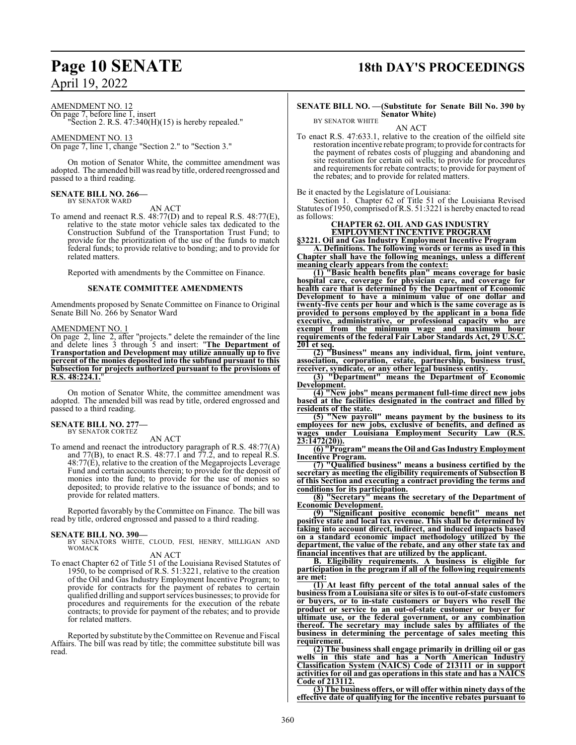AMENDMENT NO. 12

On page 7, before line 1, insert

"Section 2. R.S. 47:340(H)(15) is hereby repealed."

AMENDMENT NO. 13

On page 7, line 1, change "Section 2." to "Section 3."

On motion of Senator White, the committee amendment was adopted. The amended bill was read by title, ordered reengrossed and passed to a third reading.

**SENATE BILL NO. 266—**
BY SENATOR WARD

AN ACT

To amend and reenact R.S. 48:77(D) and to repeal R.S. 48:77(E), relative to the state motor vehicle sales tax dedicated to the Construction Subfund of the Transportation Trust Fund; to provide for the prioritization of the use of the funds to match federal funds; to provide relative to bonding; and to provide for related matters.

Reported with amendments by the Committee on Finance.

**SENATE COMMITTEE AMENDMENTS**

Amendments proposed by Senate Committee on Finance to Original Senate Bill No. 266 by Senator Ward

AMENDMENT NO. 1

On page 2, line 2, after "projects." delete the remainder of the line and delete lines 3 through 5 and insert: "**The Department of Transportation and Development may utilize annually up to five percent of the monies deposited into the subfund pursuant to this Subsection for projects authorized pursuant to the provisions of R.S. 48:224.1.**"

On motion of Senator White, the committee amendment was adopted. The amended bill was read by title, ordered engrossed and passed to a third reading.

**SENATE BILL NO. 277—**
BY SENATOR CORTEZ

AN ACT

To amend and reenact the introductory paragraph of R.S. 48:77(A) and 77(B), to enact R.S. 48:77.1 and 77.2, and to repeal R.S. 48:77(E), relative to the creation of the Megaprojects Leverage Fund and certain accounts therein; to provide for the deposit of monies into the fund; to provide for the use of monies so deposited; to provide relative to the issuance of bonds; and to provide for related matters.

Reported favorably by the Committee on Finance. The bill was read by title, ordered engrossed and passed to a third reading.

**SENATE BILL NO. 390—**
BY SENATORS WHITE, CLOUD, FESI, HENRY, MILLIGAN AND WOMACK

AN ACT

To enact Chapter 62 of Title 51 of the Louisiana Revised Statutes of 1950, to be comprised of R.S. 51:3221, relative to the creation of the Oil and Gas Industry Employment Incentive Program; to provide for contracts for the payment of rebates to certain qualified drilling and support services businesses; to provide for procedures and requirements for the execution of the rebate contracts; to provide for payment of the rebates; and to provide for related matters.

Reported by substitute by the Committee on Revenue and Fiscal Affairs. The bill was read by title; the committee substitute bill was read.

**SENATE BILL NO. —(Substitute for Senate Bill No. 390 by Senator White)**
BY SENATOR WHITE

AN ACT

To enact R.S. 47:633.1, relative to the creation of the oilfield site restoration incentive rebate program; to provide for contracts for the payment of rebates costs of plugging and abandoning and site restoration for certain oil wells; to provide for procedures and requirements for rebate contracts; to provide for payment of the rebates; and to provide for related matters.

Be it enacted by the Legislature of Louisiana:

Section 1. Chapter 62 of Title 51 of the Louisiana Revised Statutes of 1950, comprised of R.S. 51:3221 is hereby enacted to read as follows:

**CHAPTER 62. OIL AND GAS INDUSTRY EMPLOYMENT INCENTIVE PROGRAM**

**§3221. Oil and Gas Industry Employment Incentive Program**

**A. Definitions. The following words or terms as used in this Chapter shall have the following meanings, unless a different meaning clearly appears from the context:**

**(1) "Basic health benefits plan" means coverage for basic hospital care, coverage for physician care, and coverage for health care that is determined by the Department of Economic Development to have a minimum value of one dollar and twenty-five cents per hour and which is the same coverage as is provided to persons employed by the applicant in a bona fide executive, administrative, or professional capacity who are exempt from the minimum wage and maximum hour requirements of the federal Fair Labor Standards Act, 29 U.S.C. 201 et seq.**

**(2) "Business" means any individual, firm, joint venture, association, corporation, estate, partnership, business trust, receiver, syndicate, or any other legal business entity.**

**(3) "Department" means the Department of Economic Development.**

**(4) "New jobs" means permanent full-time direct new jobs based at the facilities designated in the contract and filled by residents of the state.**

**(5) "New payroll" means payment by the business to its employees for new jobs, exclusive of benefits, and defined as wages under Louisiana Employment Security Law (R.S. 23:1472(20)).**

**(6) "Program" means the Oil and Gas Industry Employment Incentive Program.**

**(7) "Qualified business" means a business certified by the secretary as meeting the eligibility requirements of Subsection B of this Section and executing a contract providing the terms and conditions for its participation.**

**(8) "Secretary" means the secretary of the Department of Economic Development.**

**(9) "Significant positive economic benefit" means net positive state and local tax revenue. This shall be determined by taking into account direct, indirect, and induced impacts based on a standard economic impact methodology utilized by the department, the value of the rebate, and any other state tax and financial incentives that are utilized by the applicant.**

**B. Eligibility requirements. A business is eligible for participation in the program if all of the following requirements are met:**

**(1) At least fifty percent of the total annual sales of the business from a Louisiana site or sites is to out-of-state customers or buyers, or to in-state customers or buyers who resell the product or service to an out-of-state customer or buyer for ultimate use, or the federal government, or any combination thereof. The secretary may include sales by affiliates of the business in determining the percentage of sales meeting this requirement.**

**(2) The business shall engage primarily in drilling oil or gas wells in this state and has a North American Industry Classification System (NAICS) Code of 213111 or in support activities for oil and gas operations in this state and has a NAICS Code of 213112.**

**(3) The business offers, or will offer within ninety days of the effective date of qualifying for the incentive rebates pursuant to**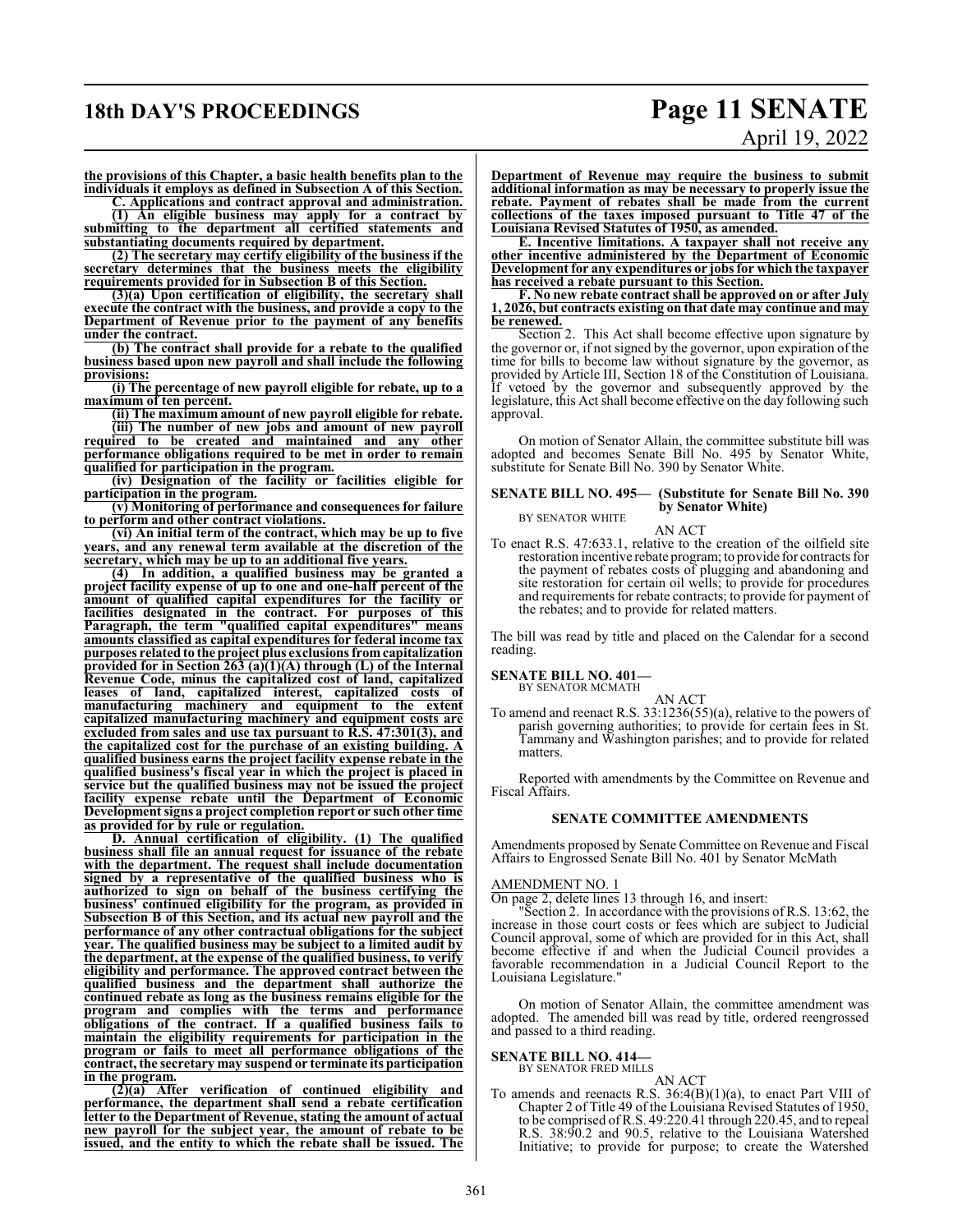**the provisions of this Chapter, a basic health benefits plan to the individuals it employs as defined in Subsection A of this Section.**

**C. Applications and contract approval and administration.**

**(1) An eligible business may apply for a contract by submitting to the department all certified statements and substantiating documents required by department.**

**(2) The secretary may certify eligibility of the business if the secretary determines that the business meets the eligibility requirements provided for in Subsection B of this Section.**

**(3)(a) Upon certification of eligibility, the secretary shall execute the contract with the business, and provide a copy to the Department of Revenue prior to the payment of any benefits under the contract.**

**(b) The contract shall provide for a rebate to the qualified business based upon new payroll and shall include the following provisions:**

**(i) The percentage of new payroll eligible for rebate, up to a maximum of ten percent.**

**(ii) The maximum amount of new payroll eligible for rebate.**

**(iii) The number of new jobs and amount of new payroll required to be created and maintained and any other performance obligations required to be met in order to remain qualified for participation in the program.**

**(iv) Designation of the facility or facilities eligible for participation in the program.**

**(v) Monitoring of performance and consequences for failure to perform and other contract violations.**

**(vi) An initial term of the contract, which may be up to five years, and any renewal term available at the discretion of the secretary, which may be up to an additional five years.**

**(4) In addition, a qualified business may be granted a project facility expense of up to one and one-half percent of the amount of qualified capital expenditures for the facility or facilities designated in the contract. For purposes of this Paragraph, the term "qualified capital expenditures" means amounts classified as capital expenditures for federal income tax purposes related to the project plus exclusions from capitalization provided for in Section 263 (a)(1)(A) through (L) of the Internal Revenue Code, minus the capitalized cost of land, capitalized leases of land, capitalized interest, capitalized costs of manufacturing machinery and equipment to the extent capitalized manufacturing machinery and equipment costs are excluded from sales and use tax pursuant to R.S. 47:301(3), and the capitalized cost for the purchase of an existing building. A qualified business earns the project facility expense rebate in the qualified business's fiscal year in which the project is placed in service but the qualified business may not be issued the project facility expense rebate until the Department of Economic Development signs a project completion report or such other time as provided for by rule or regulation.**

**D. Annual certification of eligibility. (1) The qualified business shall file an annual request for issuance of the rebate with the department. The request shall include documentation signed by a representative of the qualified business who is authorized to sign on behalf of the business certifying the business' continued eligibility for the program, as provided in Subsection B of this Section, and its actual new payroll and the performance of any other contractual obligations for the subject year. The qualified business may be subject to a limited audit by the department, at the expense of the qualified business, to verify eligibility and performance. The approved contract between the qualified business and the department shall authorize the continued rebate as long as the business remains eligible for the program and complies with the terms and performance obligations of the contract. If a qualified business fails to maintain the eligibility requirements for participation in the program or fails to meet all performance obligations of the contract, the secretary may suspend or terminate its participation in the program.**

**(2)(a) After verification of continued eligibility and performance, the department shall send a rebate certification letter to the Department of Revenue, stating the amount of actual new payroll for the subject year, the amount of rebate to be issued, and the entity to which the rebate shall be issued. The Department of Revenue may require the business to submit additional information as may be necessary to properly issue the rebate. Payment of rebates shall be made from the current collections of the taxes imposed pursuant to Title 47 of the Louisiana Revised Statutes of 1950, as amended.**

**E. Incentive limitations. A taxpayer shall not receive any other incentive administered by the Department of Economic Development for any expenditures or jobs for which the taxpayer has received a rebate pursuant to this Section.**

**F. No new rebate contract shall be approved on or after July 1, 2026, but contracts existing on that date may continue and may be renewed.**

Section 2. This Act shall become effective upon signature by the governor or, if not signed by the governor, upon expiration of the time for bills to become law without signature by the governor, as provided by Article III, Section 18 of the Constitution of Louisiana. If vetoed by the governor and subsequently approved by the legislature, this Act shall become effective on the day following such approval.

On motion of Senator Allain, the committee substitute bill was adopted and becomes Senate Bill No. 495 by Senator White, substitute for Senate Bill No. 390 by Senator White.

**SENATE BILL NO. 495— (Substitute for Senate Bill No. 390 by Senator White)**
BY SENATOR WHITE

AN ACT

To enact R.S. 47:633.1, relative to the creation of the oilfield site restoration incentive rebate program; to provide for contracts for the payment of rebates costs of plugging and abandoning and site restoration for certain oil wells; to provide for procedures and requirements for rebate contracts; to provide for payment of the rebates; and to provide for related matters.

The bill was read by title and placed on the Calendar for a second reading.

**SENATE BILL NO. 401—**
BY SENATOR MCMATH

AN ACT

To amend and reenact R.S. 33:1236(55)(a), relative to the powers of parish governing authorities; to provide for certain fees in St. Tammany and Washington parishes; and to provide for related matters.

Reported with amendments by the Committee on Revenue and Fiscal Affairs.

**SENATE COMMITTEE AMENDMENTS**

Amendments proposed by Senate Committee on Revenue and Fiscal Affairs to Engrossed Senate Bill No. 401 by Senator McMath

AMENDMENT NO. 1

On page 2, delete lines 13 through 16, and insert:

"Section 2. In accordance with the provisions of R.S. 13:62, the increase in those court costs or fees which are subject to Judicial Council approval, some of which are provided for in this Act, shall become effective if and when the Judicial Council provides a favorable recommendation in a Judicial Council Report to the Louisiana Legislature."

On motion of Senator Allain, the committee amendment was adopted. The amended bill was read by title, ordered reengrossed and passed to a third reading.

**SENATE BILL NO. 414—**
BY SENATOR FRED MILLS

AN ACT

To amends and reenacts R.S. 36:4(B)(1)(a), to enact Part VIII of Chapter 2 of Title 49 of the Louisiana Revised Statutes of 1950, to be comprised of R.S. 49:220.41 through 220.45, and to repeal R.S. 38:90.2 and 90.5, relative to the Louisiana Watershed Initiative; to provide for purpose; to create the Watershed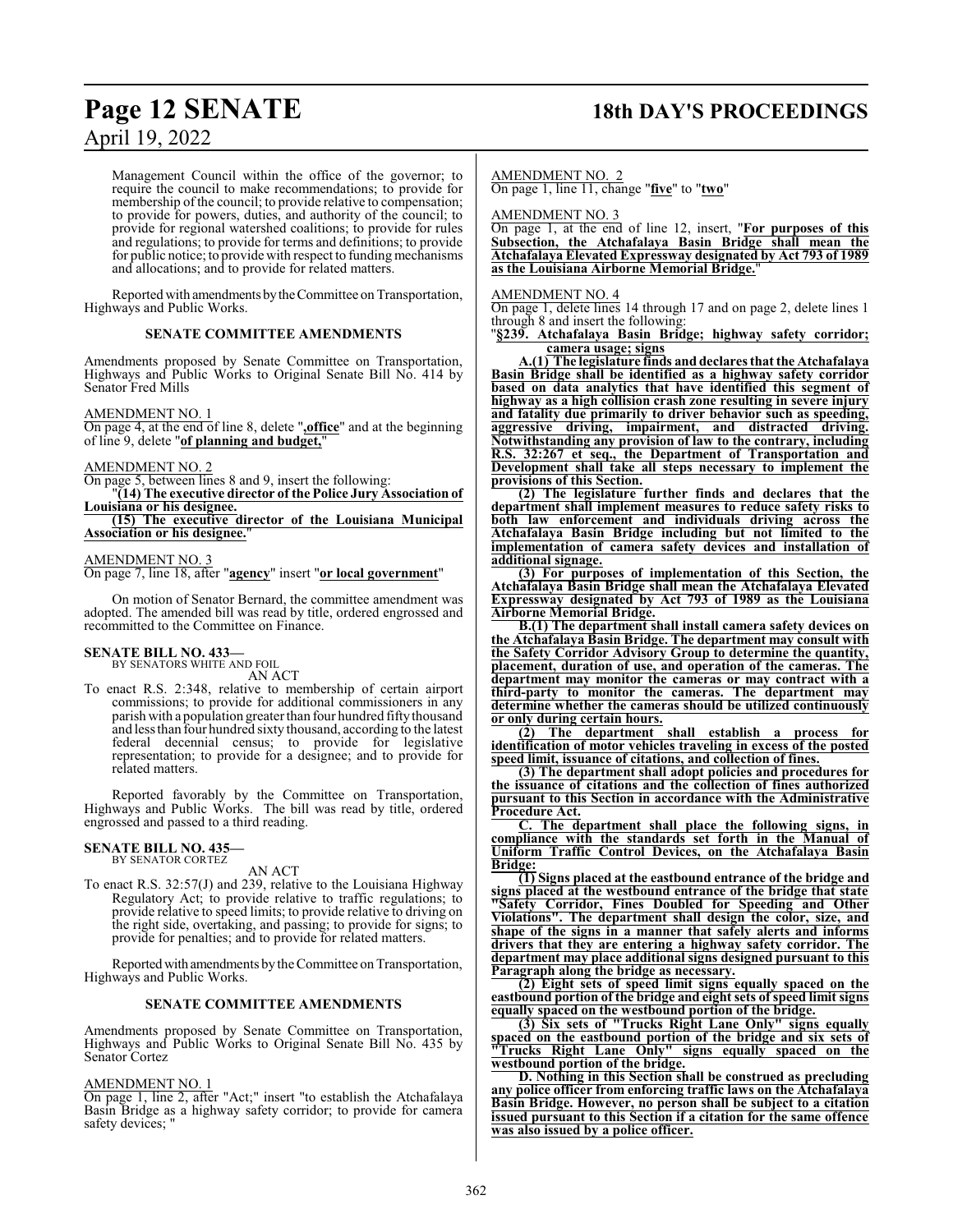Management Council within the office of the governor; to require the council to make recommendations; to provide for membership of the council; to provide relative to compensation; to provide for powers, duties, and authority of the council; to provide for regional watershed coalitions; to provide for rules and regulations; to provide for terms and definitions; to provide for public notice; to provide with respect to funding mechanisms and allocations; and to provide for related matters.

Reported with amendments by the Committee on Transportation, Highways and Public Works.

**SENATE COMMITTEE AMENDMENTS**

Amendments proposed by Senate Committee on Transportation, Highways and Public Works to Original Senate Bill No. 414 by Senator Fred Mills

AMENDMENT NO. 1
On page 4, at the end of line 8, delete "**,office**" and at the beginning of line 9, delete "**of planning and budget,**"

AMENDMENT NO. 2
On page 5, between lines 8 and 9, insert the following:
"**(14) The executive director of the Police Jury Association of Louisiana or his designee.**
**(15) The executive director of the Louisiana Municipal Association or his designee.**"

AMENDMENT NO. 3
On page 7, line 18, after "**agency**" insert "**or local government**"

On motion of Senator Bernard, the committee amendment was adopted. The amended bill was read by title, ordered engrossed and recommitted to the Committee on Finance.

**SENATE BILL NO. 433—**
BY SENATORS WHITE AND FOIL
AN ACT
To enact R.S. 2:348, relative to membership of certain airport commissions; to provide for additional commissioners in any parish with a population greater than four hundred fifty thousand and less than four hundred sixty thousand, according to the latest federal decennial census; to provide for legislative representation; to provide for a designee; and to provide for related matters.

Reported favorably by the Committee on Transportation, Highways and Public Works. The bill was read by title, ordered engrossed and passed to a third reading.

**SENATE BILL NO. 435—**
BY SENATOR CORTEZ
AN ACT
To enact R.S. 32:57(J) and 239, relative to the Louisiana Highway Regulatory Act; to provide relative to traffic regulations; to provide relative to speed limits; to provide relative to driving on the right side, overtaking, and passing; to provide for signs; to provide for penalties; and to provide for related matters.

Reported with amendments by the Committee on Transportation, Highways and Public Works.

**SENATE COMMITTEE AMENDMENTS**

Amendments proposed by Senate Committee on Transportation, Highways and Public Works to Original Senate Bill No. 435 by Senator Cortez

AMENDMENT NO. 1
On page 1, line 2, after "Act;" insert "to establish the Atchafalaya Basin Bridge as a highway safety corridor; to provide for camera safety devices; "

AMENDMENT NO. 2
On page 1, line 11, change "**five**" to "**two**"

AMENDMENT NO. 3
On page 1, at the end of line 12, insert, "**For purposes of this Subsection, the Atchafalaya Basin Bridge shall mean the Atchafalaya Elevated Expressway designated by Act 793 of 1989 as the Louisiana Airborne Memorial Bridge.**"

AMENDMENT NO. 4
On page 1, delete lines 14 through 17 and on page 2, delete lines 1 through 8 and insert the following:
"**§239. Atchafalaya Basin Bridge; highway safety corridor; camera usage; signs**
**A.(1) The legislature finds and declares that the Atchafalaya Basin Bridge shall be identified as a highway safety corridor based on data analytics that have identified this segment of highway as a high collision crash zone resulting in severe injury and fatality due primarily to driver behavior such as speeding, aggressive driving, impairment, and distracted driving. Notwithstanding any provision of law to the contrary, including R.S. 32:267 et seq., the Department of Transportation and Development shall take all steps necessary to implement the provisions of this Section.**
**(2) The legislature further finds and declares that the department shall implement measures to reduce safety risks to both law enforcement and individuals driving across the Atchafalaya Basin Bridge including but not limited to the implementation of camera safety devices and installation of additional signage.**
**(3) For purposes of implementation of this Section, the Atchafalaya Basin Bridge shall mean the Atchafalaya Elevated Expressway designated by Act 793 of 1989 as the Louisiana Airborne Memorial Bridge.**
**B.(1) The department shall install camera safety devices on the Atchafalaya Basin Bridge. The department may consult with the Safety Corridor Advisory Group to determine the quantity, placement, duration of use, and operation of the cameras. The department may monitor the cameras or may contract with a third-party to monitor the cameras. The department may determine whether the cameras should be utilized continuously or only during certain hours.**
**(2) The department shall establish a process for identification of motor vehicles traveling in excess of the posted speed limit, issuance of citations, and collection of fines.**
**(3) The department shall adopt policies and procedures for the issuance of citations and the collection of fines authorized pursuant to this Section in accordance with the Administrative Procedure Act.**
**C. The department shall place the following signs, in compliance with the standards set forth in the Manual of Uniform Traffic Control Devices, on the Atchafalaya Basin Bridge:**
**(1) Signs placed at the eastbound entrance of the bridge and signs placed at the westbound entrance of the bridge that state "Safety Corridor, Fines Doubled for Speeding and Other Violations". The department shall design the color, size, and shape of the signs in a manner that safely alerts and informs drivers that they are entering a highway safety corridor. The department may place additional signs designed pursuant to this Paragraph along the bridge as necessary.**
**(2) Eight sets of speed limit signs equally spaced on the eastbound portion of the bridge and eight sets of speed limit signs equally spaced on the westbound portion of the bridge.**
**(3) Six sets of "Trucks Right Lane Only" signs equally spaced on the eastbound portion of the bridge and six sets of "Trucks Right Lane Only" signs equally spaced on the westbound portion of the bridge.**
**D. Nothing in this Section shall be construed as precluding any police officer from enforcing traffic laws on the Atchafalaya Basin Bridge. However, no person shall be subject to a citation issued pursuant to this Section if a citation for the same offence was also issued by a police officer.**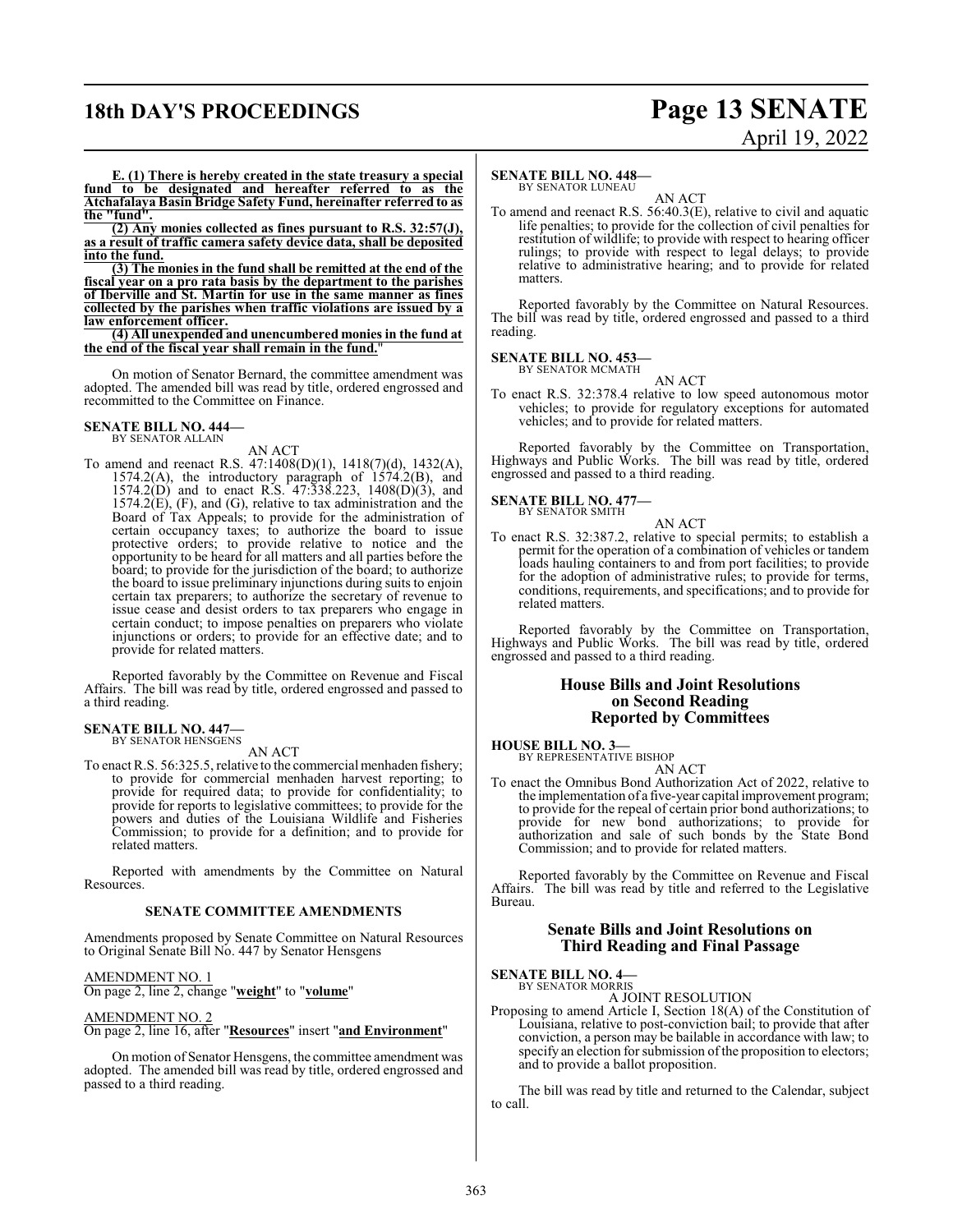**E. (1) There is hereby created in the state treasury a special fund to be designated and hereafter referred to as the Atchafalaya Basin Bridge Safety Fund, hereinafter referred to as the "fund".**

**(2) Any monies collected as fines pursuant to R.S. 32:57(J), as a result of traffic camera safety device data, shall be deposited into the fund.**

**(3) The monies in the fund shall be remitted at the end of the fiscal year on a pro rata basis by the department to the parishes of Iberville and St. Martin for use in the same manner as fines collected by the parishes when traffic violations are issued by a law enforcement officer.**

**(4) All unexpended and unencumbered monies in the fund at the end of the fiscal year shall remain in the fund.**"

On motion of Senator Bernard, the committee amendment was adopted. The amended bill was read by title, ordered engrossed and recommitted to the Committee on Finance.

**SENATE BILL NO. 444—**
BY SENATOR ALLAIN

AN ACT

To amend and reenact R.S. 47:1408(D)(1), 1418(7)(d), 1432(A), 1574.2(A), the introductory paragraph of 1574.2(B), and 1574.2(D) and to enact R.S. 47:338.223, 1408(D)(3), and 1574.2(E), (F), and (G), relative to tax administration and the Board of Tax Appeals; to provide for the administration of certain occupancy taxes; to authorize the board to issue protective orders; to provide relative to notice and the opportunity to be heard for all matters and all parties before the board; to provide for the jurisdiction of the board; to authorize the board to issue preliminary injunctions during suits to enjoin certain tax preparers; to authorize the secretary of revenue to issue cease and desist orders to tax preparers who engage in certain conduct; to impose penalties on preparers who violate injunctions or orders; to provide for an effective date; and to provide for related matters.

Reported favorably by the Committee on Revenue and Fiscal Affairs. The bill was read by title, ordered engrossed and passed to a third reading.

**SENATE BILL NO. 447—**
BY SENATOR HENSGENS

AN ACT

To enact R.S. 56:325.5, relative to the commercial menhaden fishery; to provide for commercial menhaden harvest reporting; to provide for required data; to provide for confidentiality; to provide for reports to legislative committees; to provide for the powers and duties of the Louisiana Wildlife and Fisheries Commission; to provide for a definition; and to provide for related matters.

Reported with amendments by the Committee on Natural Resources.

## SENATE COMMITTEE AMENDMENTS

Amendments proposed by Senate Committee on Natural Resources to Original Senate Bill No. 447 by Senator Hensgens

AMENDMENT NO. 1
On page 2, line 2, change "**weight**" to "**volume**"

AMENDMENT NO. 2
On page 2, line 16, after "**Resources**" insert "**and Environment**"

On motion of Senator Hensgens, the committee amendment was adopted. The amended bill was read by title, ordered engrossed and passed to a third reading.

**SENATE BILL NO. 448—**
BY SENATOR LUNEAU

AN ACT

To amend and reenact R.S. 56:40.3(E), relative to civil and aquatic life penalties; to provide for the collection of civil penalties for restitution of wildlife; to provide with respect to hearing officer rulings; to provide with respect to legal delays; to provide relative to administrative hearing; and to provide for related matters.

Reported favorably by the Committee on Natural Resources. The bill was read by title, ordered engrossed and passed to a third reading.

**SENATE BILL NO. 453—**
BY SENATOR MCMATH

AN ACT

To enact R.S. 32:378.4 relative to low speed autonomous motor vehicles; to provide for regulatory exceptions for automated vehicles; and to provide for related matters.

Reported favorably by the Committee on Transportation, Highways and Public Works. The bill was read by title, ordered engrossed and passed to a third reading.

**SENATE BILL NO. 477—**
BY SENATOR SMITH

AN ACT

To enact R.S. 32:387.2, relative to special permits; to establish a permit for the operation of a combination of vehicles or tandem loads hauling containers to and from port facilities; to provide for the adoption of administrative rules; to provide for terms, conditions, requirements, and specifications; and to provide for related matters.

Reported favorably by the Committee on Transportation, Highways and Public Works. The bill was read by title, ordered engrossed and passed to a third reading.

## House Bills and Joint Resolutions on Second Reading Reported by Committees

**HOUSE BILL NO. 3—**
BY REPRESENTATIVE BISHOP

AN ACT

To enact the Omnibus Bond Authorization Act of 2022, relative to the implementation of a five-year capital improvement program; to provide for the repeal of certain prior bond authorizations; to provide for new bond authorizations; to provide for authorization and sale of such bonds by the State Bond Commission; and to provide for related matters.

Reported favorably by the Committee on Revenue and Fiscal Affairs. The bill was read by title and referred to the Legislative Bureau.

## Senate Bills and Joint Resolutions on Third Reading and Final Passage

**SENATE BILL NO. 4—**
BY SENATOR MORRIS

A JOINT RESOLUTION

Proposing to amend Article I, Section 18(A) of the Constitution of Louisiana, relative to post-conviction bail; to provide that after conviction, a person may be bailable in accordance with law; to specify an election for submission of the proposition to electors; and to provide a ballot proposition.

The bill was read by title and returned to the Calendar, subject to call.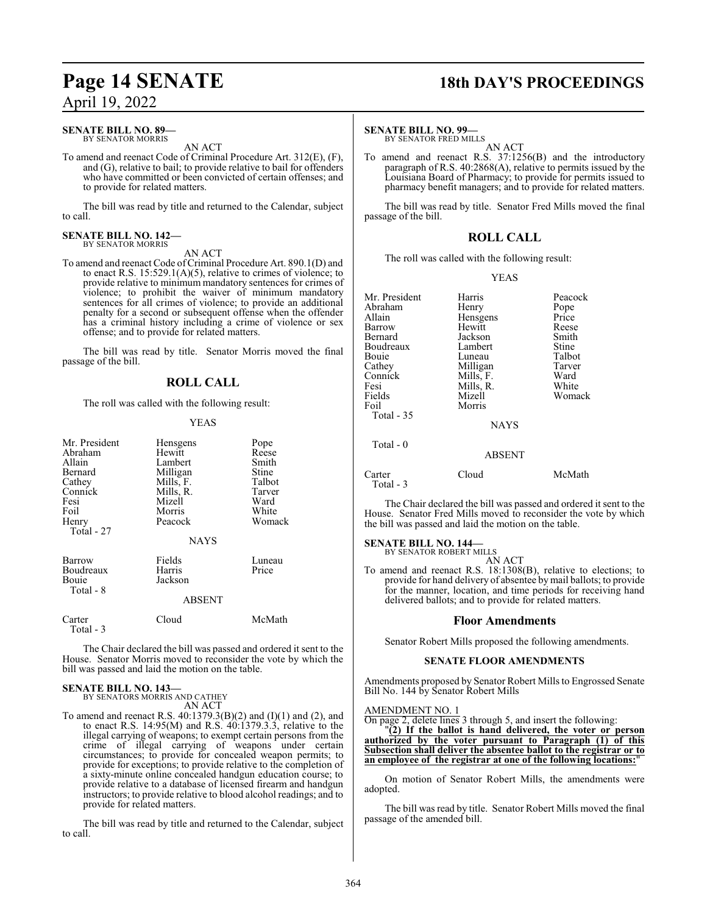**SENATE BILL NO. 89—**
BY SENATOR MORRIS

AN ACT

To amend and reenact Code of Criminal Procedure Art. 312(E), (F), and (G), relative to bail; to provide relative to bail for offenders who have committed or been convicted of certain offenses; and to provide for related matters.

The bill was read by title and returned to the Calendar, subject to call.

**SENATE BILL NO. 142—**
BY SENATOR MORRIS

AN ACT

To amend and reenact Code of Criminal Procedure Art. 890.1(D) and to enact R.S. 15:529.1(A)(5), relative to crimes of violence; to provide relative to minimum mandatory sentences for crimes of violence; to prohibit the waiver of minimum mandatory sentences for all crimes of violence; to provide an additional penalty for a second or subsequent offense when the offender has a criminal history including a crime of violence or sex offense; and to provide for related matters.

The bill was read by title. Senator Morris moved the final passage of the bill.

## ROLL CALL

The roll was called with the following result:

YEAS

| | | |
|---|---|---|
| Mr. President | Hensgens | Pope |
| Abraham | Hewitt | Reese |
| Allain | Lambert | Smith |
| Bernard | Milligan | Stine |
| Cathey | Mills, F. | Talbot |
| Connick | Mills, R. | Tarver |
| Fesi | Mizell | Ward |
| Foil | Morris | White |
| Henry | Peacock | Womack |
| Total - 27 | | |

NAYS

| | | |
|---|---|---|
| Barrow | Fields | Luneau |
| Boudreaux | Harris | Price |
| Bouie | Jackson | |
| Total - 8 | | |

ABSENT

| | | |
|---|---|---|
| Carter | Cloud | McMath |
| Total - 3 | | |

The Chair declared the bill was passed and ordered it sent to the House. Senator Morris moved to reconsider the vote by which the bill was passed and laid the motion on the table.

**SENATE BILL NO. 143—**
BY SENATORS MORRIS AND CATHEY

AN ACT

To amend and reenact R.S. 40:1379.3(B)(2) and (I)(1) and (2), and to enact R.S. 14:95(M) and R.S. 40:1379.3.3, relative to the illegal carrying of weapons; to exempt certain persons from the crime of illegal carrying of weapons under certain circumstances; to provide for concealed weapon permits; to provide for exceptions; to provide relative to the completion of a sixty-minute online concealed handgun education course; to provide relative to a database of licensed firearm and handgun instructors; to provide relative to blood alcohol readings; and to provide for related matters.

The bill was read by title and returned to the Calendar, subject to call.

**SENATE BILL NO. 99—**
BY SENATOR FRED MILLS

AN ACT

To amend and reenact R.S. 37:1256(B) and the introductory paragraph of R.S. 40:2868(A), relative to permits issued by the Louisiana Board of Pharmacy; to provide for permits issued to pharmacy benefit managers; and to provide for related matters.

The bill was read by title. Senator Fred Mills moved the final passage of the bill.

## ROLL CALL

The roll was called with the following result:

YEAS

| | | |
|---|---|---|
| Mr. President | Harris | Peacock |
| Abraham | Henry | Pope |
| Allain | Hensgens | Price |
| Barrow | Hewitt | Reese |
| Bernard | Jackson | Smith |
| Boudreaux | Lambert | Stine |
| Bouie | Luneau | Talbot |
| Cathey | Milligan | Tarver |
| Connick | Mills, F. | Ward |
| Fesi | Mills, R. | White |
| Fields | Mizell | Womack |
| Foil | Morris | |
| Total - 35 | | |

NAYS

Total - 0

ABSENT

| | | |
|---|---|---|
| Carter | Cloud | McMath |
| Total - 3 | | |

The Chair declared the bill was passed and ordered it sent to the House. Senator Fred Mills moved to reconsider the vote by which the bill was passed and laid the motion on the table.

**SENATE BILL NO. 144—**
BY SENATOR ROBERT MILLS

AN ACT

To amend and reenact R.S. 18:1308(B), relative to elections; to provide for hand delivery of absentee by mail ballots; to provide for the manner, location, and time periods for receiving hand delivered ballots; and to provide for related matters.

## Floor Amendments

Senator Robert Mills proposed the following amendments.

### SENATE FLOOR AMENDMENTS

Amendments proposed by Senator Robert Mills to Engrossed Senate Bill No. 144 by Senator Robert Mills

AMENDMENT NO. 1

On page 2, delete lines 3 through 5, and insert the following:

"**(2) If the ballot is hand delivered, the voter or person authorized by the voter pursuant to Paragraph (1) of this Subsection shall deliver the absentee ballot to the registrar or to an employee of the registrar at one of the following locations:**"

On motion of Senator Robert Mills, the amendments were adopted.

The bill was read by title. Senator Robert Mills moved the final passage of the amended bill.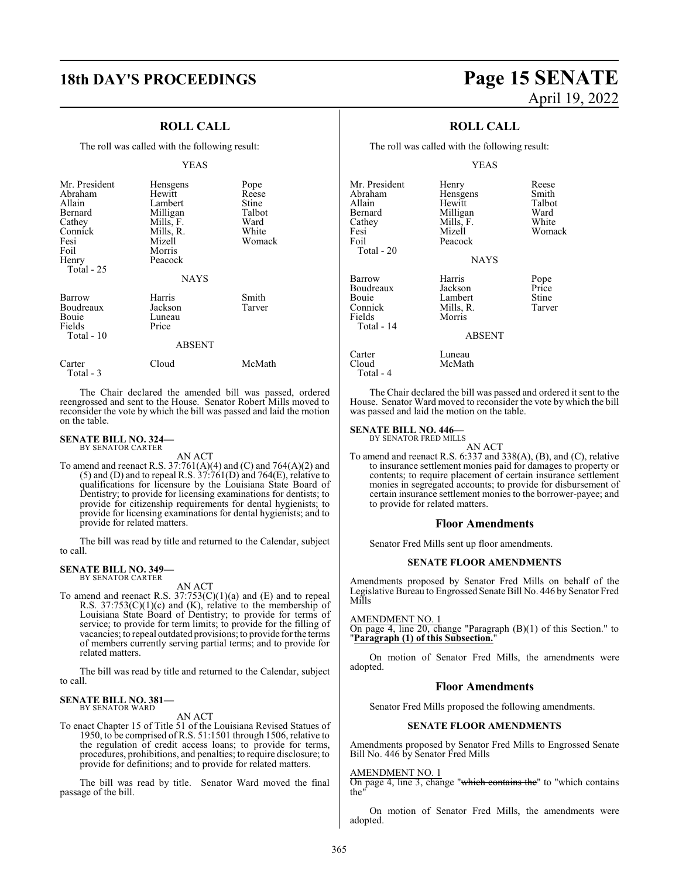## ROLL CALL

The roll was called with the following result:

YEAS

| | | |
|---|---|---|
| Mr. President | Hensgens | Pope |
| Abraham | Hewitt | Reese |
| Allain | Lambert | Stine |
| Bernard | Milligan | Talbot |
| Cathey | Mills, F. | Ward |
| Connick | Mills, R. | White |
| Fesi | Mizell | Womack |
| Foil | Morris | |
| Henry | Peacock | |
| Total - 25 | | |

NAYS

| | | |
|---|---|---|
| Barrow | Harris | Smith |
| Boudreaux | Jackson | Tarver |
| Bouie | Luneau | |
| Fields | Price | |
| Total - 10 | | |

ABSENT

| | | |
|---|---|---|
| Carter | Cloud | McMath |
| Total - 3 | | |

The Chair declared the amended bill was passed, ordered reengrossed and sent to the House. Senator Robert Mills moved to reconsider the vote by which the bill was passed and laid the motion on the table.

**SENATE BILL NO. 324—**
BY SENATOR CARTER

AN ACT

To amend and reenact R.S. 37:761(A)(4) and (C) and 764(A)(2) and (5) and (D) and to repeal R.S. 37:761(D) and 764(E), relative to qualifications for licensure by the Louisiana State Board of Dentistry; to provide for licensing examinations for dentists; to provide for citizenship requirements for dental hygienists; to provide for licensing examinations for dental hygienists; and to provide for related matters.

The bill was read by title and returned to the Calendar, subject to call.

**SENATE BILL NO. 349—**
BY SENATOR CARTER

AN ACT

To amend and reenact R.S. 37:753(C)(1)(a) and (E) and to repeal R.S. 37:753(C)(1)(c) and (K), relative to the membership of Louisiana State Board of Dentistry; to provide for terms of service; to provide for term limits; to provide for the filling of vacancies; to repeal outdated provisions; to provide for the terms of members currently serving partial terms; and to provide for related matters.

The bill was read by title and returned to the Calendar, subject to call.

**SENATE BILL NO. 381—**
BY SENATOR WARD

AN ACT

To enact Chapter 15 of Title 51 of the Louisiana Revised Statues of 1950, to be comprised of R.S. 51:1501 through 1506, relative to the regulation of credit access loans; to provide for terms, procedures, prohibitions, and penalties; to require disclosure; to provide for definitions; and to provide for related matters.

The bill was read by title. Senator Ward moved the final passage of the bill.

## ROLL CALL

The roll was called with the following result:

YEAS

| | | |
|---|---|---|
| Mr. President | Henry | Reese |
| Abraham | Hensgens | Smith |
| Allain | Hewitt | Talbot |
| Bernard | Milligan | Ward |
| Cathey | Mills, F. | White |
| Fesi | Mizell | Womack |
| Foil | Peacock | |
| Total - 20 | | |

NAYS

| | | |
|---|---|---|
| Barrow | Harris | Pope |
| Boudreaux | Jackson | Price |
| Bouie | Lambert | Stine |
| Connick | Mills, R. | Tarver |
| Fields | Morris | |
| Total - 14 | | |

ABSENT

| | |
|---|---|
| Carter | Luneau |
| Cloud | McMath |
| Total - 4 | |

The Chair declared the bill was passed and ordered it sent to the House. Senator Ward moved to reconsider the vote by which the bill was passed and laid the motion on the table.

**SENATE BILL NO. 446—**
BY SENATOR FRED MILLS

AN ACT

To amend and reenact R.S. 6:337 and 338(A), (B), and (C), relative to insurance settlement monies paid for damages to property or contents; to require placement of certain insurance settlement monies in segregated accounts; to provide for disbursement of certain insurance settlement monies to the borrower-payee; and to provide for related matters.

### Floor Amendments

Senator Fred Mills sent up floor amendments.

**SENATE FLOOR AMENDMENTS**

Amendments proposed by Senator Fred Mills on behalf of the Legislative Bureau to Engrossed Senate Bill No. 446 by Senator Fred Mills

AMENDMENT NO. 1
On page 4, line 20, change "Paragraph (B)(1) of this Section." to "**Paragraph (1) of this Subsection.**"

On motion of Senator Fred Mills, the amendments were adopted.

### Floor Amendments

Senator Fred Mills proposed the following amendments.

**SENATE FLOOR AMENDMENTS**

Amendments proposed by Senator Fred Mills to Engrossed Senate Bill No. 446 by Senator Fred Mills

AMENDMENT NO. 1
On page 4, line 3, change "~~which contains the~~" to "which contains the"

On motion of Senator Fred Mills, the amendments were adopted.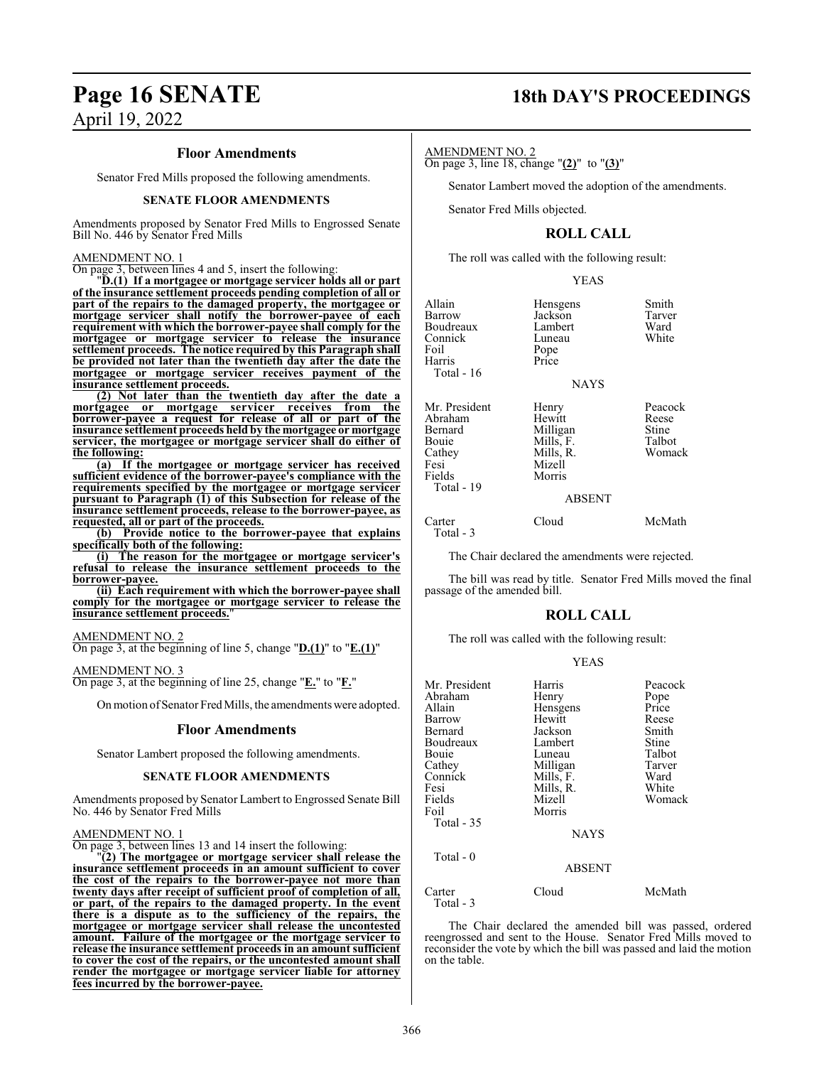### Floor Amendments

Senator Fred Mills proposed the following amendments.

**SENATE FLOOR AMENDMENTS**

Amendments proposed by Senator Fred Mills to Engrossed Senate Bill No. 446 by Senator Fred Mills

AMENDMENT NO. 1

On page 3, between lines 4 and 5, insert the following:

"**D.(1) If a mortgagee or mortgage servicer holds all or part of the insurance settlement proceeds pending completion of all or part of the repairs to the damaged property, the mortgagee or mortgage servicer shall notify the borrower-payee of each requirement with which the borrower-payee shall comply for the mortgagee or mortgage servicer to release the insurance settlement proceeds. The notice required by this Paragraph shall be provided not later than the twentieth day after the date the mortgagee or mortgage servicer receives payment of the insurance settlement proceeds.**

**(2) Not later than the twentieth day after the date a mortgagee or mortgage servicer receives from the borrower-payee a request for release of all or part of the insurance settlement proceeds held by the mortgagee or mortgage servicer, the mortgagee or mortgage servicer shall do either of the following:**

**(a) If the mortgagee or mortgage servicer has received sufficient evidence of the borrower-payee's compliance with the requirements specified by the mortgagee or mortgage servicer pursuant to Paragraph (1) of this Subsection for release of the insurance settlement proceeds, release to the borrower-payee, as requested, all or part of the proceeds.**

**(b) Provide notice to the borrower-payee that explains specifically both of the following:**

**(i) The reason for the mortgagee or mortgage servicer's refusal to release the insurance settlement proceeds to the borrower-payee.**

**(ii) Each requirement with which the borrower-payee shall comply for the mortgagee or mortgage servicer to release the insurance settlement proceeds.**"

AMENDMENT NO. 2

On page 3, at the beginning of line 5, change "**D.(1)**" to "**E.(1)**"

AMENDMENT NO. 3

On page 3, at the beginning of line 25, change "**E.**" to "**F.**"

On motion of Senator Fred Mills, the amendments were adopted.

### Floor Amendments

Senator Lambert proposed the following amendments.

**SENATE FLOOR AMENDMENTS**

Amendments proposed by Senator Lambert to Engrossed Senate Bill No. 446 by Senator Fred Mills

AMENDMENT NO. 1

On page 3, between lines 13 and 14 insert the following:

"**(2) The mortgagee or mortgage servicer shall release the insurance settlement proceeds in an amount sufficient to cover the cost of the repairs to the borrower-payee not more than twenty days after receipt of sufficient proof of completion of all, or part, of the repairs to the damaged property. In the event there is a dispute as to the sufficiency of the repairs, the mortgagee or mortgage servicer shall release the uncontested amount. Failure of the mortgagee or the mortgage servicer to release the insurance settlement proceeds in an amount sufficient to cover the cost of the repairs, or the uncontested amount shall render the mortgagee or mortgage servicer liable for attorney fees incurred by the borrower-payee.**

AMENDMENT NO. 2

On page 3, line 18, change "**(2)**" to "**(3)**"

Senator Lambert moved the adoption of the amendments.

Senator Fred Mills objected.

### ROLL CALL

The roll was called with the following result:

YEAS

| | | |
|---|---|---|
| Allain | Hensgens | Smith |
| Barrow | Jackson | Tarver |
| Boudreaux | Lambert | Ward |
| Connick | Luneau | White |
| Foil | Pope | |
| Harris | Price | |

Total - 16

NAYS

| | | |
|---|---|---|
| Mr. President | Henry | Peacock |
| Abraham | Hewitt | Reese |
| Bernard | Milligan | Stine |
| Bouie | Mills, F. | Talbot |
| Cathey | Mills, R. | Womack |
| Fesi | Mizell | |
| Fields | Morris | |

Total - 19

ABSENT

| | | |
|---|---|---|
| Carter | Cloud | McMath |

Total - 3

The Chair declared the amendments were rejected.

The bill was read by title. Senator Fred Mills moved the final passage of the amended bill.

### ROLL CALL

The roll was called with the following result:

YEAS

| | | |
|---|---|---|
| Mr. President | Harris | Peacock |
| Abraham | Henry | Pope |
| Allain | Hensgens | Price |
| Barrow | Hewitt | Reese |
| Bernard | Jackson | Smith |
| Boudreaux | Lambert | Stine |
| Bouie | Luneau | Talbot |
| Cathey | Milligan | Tarver |
| Connick | Mills, F. | Ward |
| Fesi | Mills, R. | White |
| Fields | Mizell | Womack |
| Foil | Morris | |

Total - 35

NAYS

Total - 0

ABSENT

| | | |
|---|---|---|
| Carter | Cloud | McMath |

Total - 3

The Chair declared the amended bill was passed, ordered reengrossed and sent to the House. Senator Fred Mills moved to reconsider the vote by which the bill was passed and laid the motion on the table.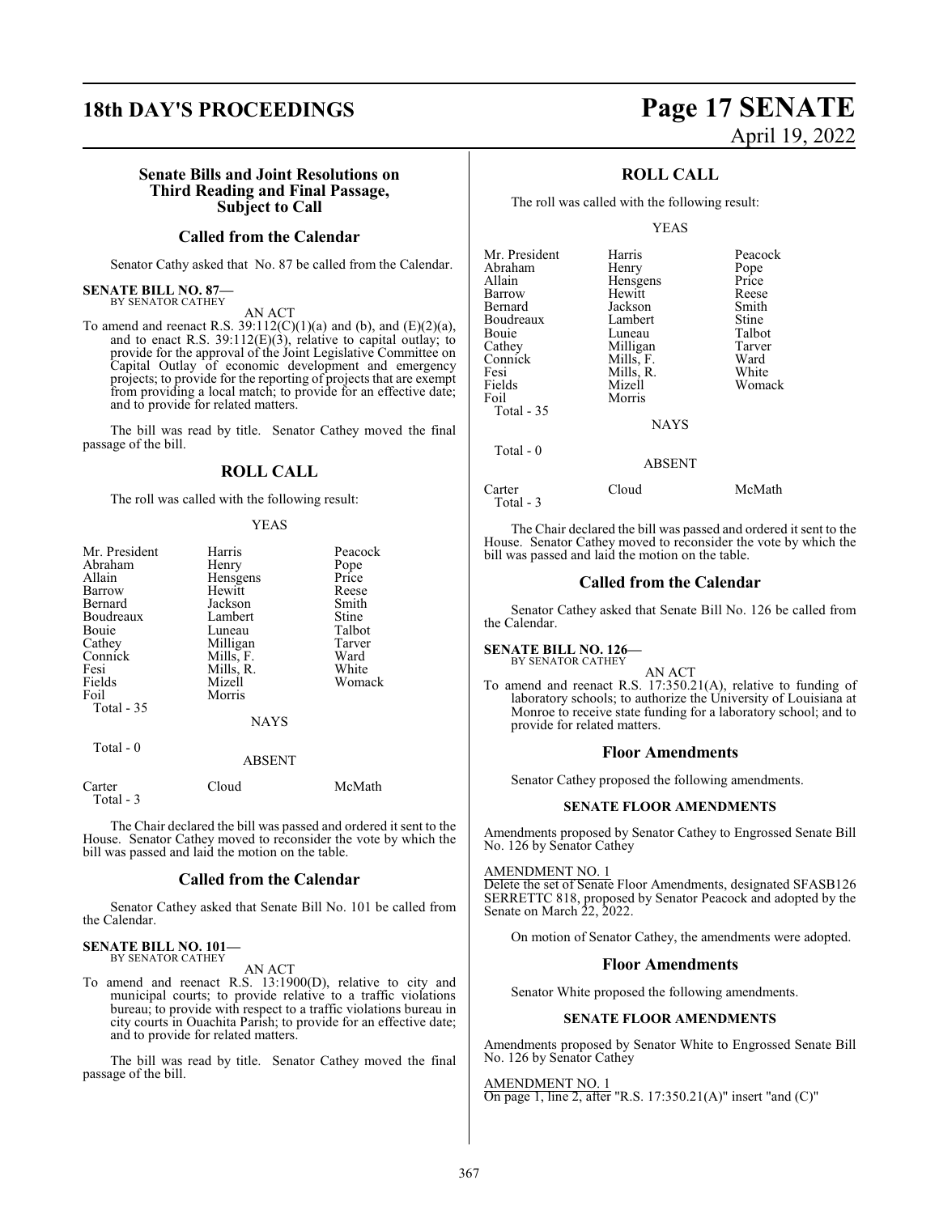### Senate Bills and Joint Resolutions on Third Reading and Final Passage, Subject to Call

### Called from the Calendar

Senator Cathy asked that No. 87 be called from the Calendar.

**SENATE BILL NO. 87—**
BY SENATOR CATHEY

AN ACT

To amend and reenact R.S. 39:112(C)(1)(a) and (b), and (E)(2)(a), and to enact R.S. 39:112(E)(3), relative to capital outlay; to provide for the approval of the Joint Legislative Committee on Capital Outlay of economic development and emergency projects; to provide for the reporting of projects that are exempt from providing a local match; to provide for an effective date; and to provide for related matters.

The bill was read by title. Senator Cathey moved the final passage of the bill.

### ROLL CALL

The roll was called with the following result:

YEAS

| | | |
|---|---|---|
| Mr. President | Harris | Peacock |
| Abraham | Henry | Pope |
| Allain | Hensgens | Price |
| Barrow | Hewitt | Reese |
| Bernard | Jackson | Smith |
| Boudreaux | Lambert | Stine |
| Bouie | Luneau | Talbot |
| Cathey | Milligan | Tarver |
| Connick | Mills, F. | Ward |
| Fesi | Mills, R. | White |
| Fields | Mizell | Womack |
| Foil | Morris | |

Total - 35

NAYS

Total - 0

ABSENT

| | | |
|---|---|---|
| Carter | Cloud | McMath |

Total - 3

The Chair declared the bill was passed and ordered it sent to the House. Senator Cathey moved to reconsider the vote by which the bill was passed and laid the motion on the table.

### Called from the Calendar

Senator Cathey asked that Senate Bill No. 101 be called from the Calendar.

**SENATE BILL NO. 101—**
BY SENATOR CATHEY

AN ACT

To amend and reenact R.S. 13:1900(D), relative to city and municipal courts; to provide relative to a traffic violations bureau; to provide with respect to a traffic violations bureau in city courts in Ouachita Parish; to provide for an effective date; and to provide for related matters.

The bill was read by title. Senator Cathey moved the final passage of the bill.

### ROLL CALL

The roll was called with the following result:

YEAS

| | | |
|---|---|---|
| Mr. President | Harris | Peacock |
| Abraham | Henry | Pope |
| Allain | Hensgens | Price |
| Barrow | Hewitt | Reese |
| Bernard | Jackson | Smith |
| Boudreaux | Lambert | Stine |
| Bouie | Luneau | Talbot |
| Cathey | Milligan | Tarver |
| Connick | Mills, F. | Ward |
| Fesi | Mills, R. | White |
| Fields | Mizell | Womack |
| Foil | Morris | |

Total - 35

NAYS

Total - 0

ABSENT

| | | |
|---|---|---|
| Carter | Cloud | McMath |

Total - 3

The Chair declared the bill was passed and ordered it sent to the House. Senator Cathey moved to reconsider the vote by which the bill was passed and laid the motion on the table.

### Called from the Calendar

Senator Cathey asked that Senate Bill No. 126 be called from the Calendar.

**SENATE BILL NO. 126—**
BY SENATOR CATHEY

AN ACT

To amend and reenact R.S. 17:350.21(A), relative to funding of laboratory schools; to authorize the University of Louisiana at Monroe to receive state funding for a laboratory school; and to provide for related matters.

### Floor Amendments

Senator Cathey proposed the following amendments.

#### SENATE FLOOR AMENDMENTS

Amendments proposed by Senator Cathey to Engrossed Senate Bill No. 126 by Senator Cathey

AMENDMENT NO. 1
Delete the set of Senate Floor Amendments, designated SFASB126 SERRETTC 818, proposed by Senator Peacock and adopted by the Senate on March 22, 2022.

On motion of Senator Cathey, the amendments were adopted.

### Floor Amendments

Senator White proposed the following amendments.

#### SENATE FLOOR AMENDMENTS

Amendments proposed by Senator White to Engrossed Senate Bill No. 126 by Senator Cathey

AMENDMENT NO. 1
On page 1, line 2, after "R.S. 17:350.21(A)" insert "and (C)"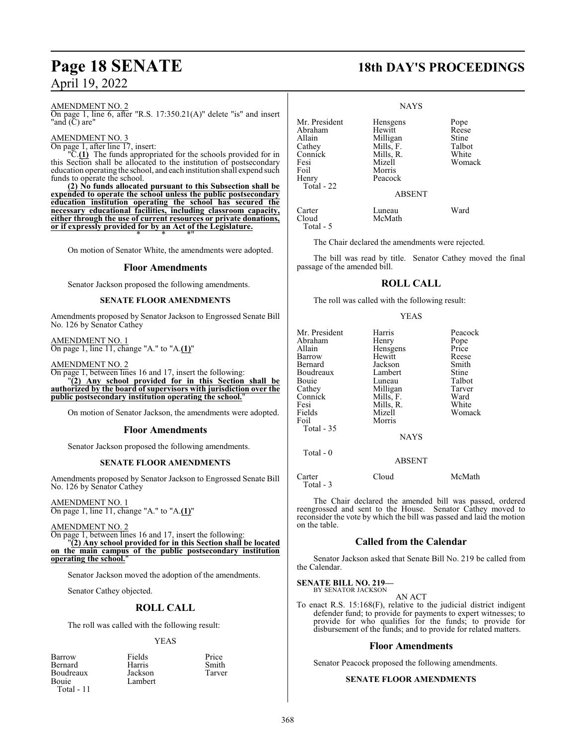AMENDMENT NO. 2
On page 1, line 6, after "R.S. 17:350.21(A)" delete "is" and insert "and (C) are"

AMENDMENT NO. 3
On page 1, after line 17, insert:

"C.**(1)** The funds appropriated for the schools provided for in this Section shall be allocated to the institution of postsecondary education operating the school, and each institution shall expend such funds to operate the school.

**(2) No funds allocated pursuant to this Subsection shall be expended to operate the school unless the public postsecondary education institution operating the school has secured the necessary educational facilities, including classroom capacity, either through the use of current resources or private donations, or if expressly provided for by an Act of the Legislature.**

\* \* \*"

On motion of Senator White, the amendments were adopted.

## Floor Amendments

Senator Jackson proposed the following amendments.

### SENATE FLOOR AMENDMENTS

Amendments proposed by Senator Jackson to Engrossed Senate Bill No. 126 by Senator Cathey

AMENDMENT NO. 1
On page 1, line 11, change "A." to "A.**(1)**"

AMENDMENT NO. 2
On page 1, between lines 16 and 17, insert the following:

"**(2) Any school provided for in this Section shall be authorized by the board of supervisors with jurisdiction over the public postsecondary institution operating the school.**"

On motion of Senator Jackson, the amendments were adopted.

## Floor Amendments

Senator Jackson proposed the following amendments.

### SENATE FLOOR AMENDMENTS

Amendments proposed by Senator Jackson to Engrossed Senate Bill No. 126 by Senator Cathey

AMENDMENT NO. 1
On page 1, line 11, change "A." to "A.**(1)**"

AMENDMENT NO. 2
On page 1, between lines 16 and 17, insert the following:

"**(2) Any school provided for in this Section shall be located on the main campus of the public postsecondary institution operating the school.**"

Senator Jackson moved the adoption of the amendments.

Senator Cathey objected.

## ROLL CALL

The roll was called with the following result:

YEAS

| | | |
|---|---|---|
| Barrow | Fields | Price |
| Bernard | Harris | Smith |
| Boudreaux | Jackson | Tarver |
| Bouie | Lambert | |
| Total - 11 | | |

NAYS

| | | |
|---|---|---|
| Mr. President | Hensgens | Pope |
| Abraham | Hewitt | Reese |
| Allain | Milligan | Stine |
| Cathey | Mills, F. | Talbot |
| Connick | Mills, R. | White |
| Fesi | Mizell | Womack |
| Foil | Morris | |
| Henry | Peacock | |
| Total - 22 | | |

ABSENT

| | | |
|---|---|---|
| Carter | Luneau | Ward |
| Cloud | McMath | |
| Total - 5 | | |

The Chair declared the amendments were rejected.

The bill was read by title. Senator Cathey moved the final passage of the amended bill.

## ROLL CALL

The roll was called with the following result:

YEAS

| | | |
|---|---|---|
| Mr. President | Harris | Peacock |
| Abraham | Henry | Pope |
| Allain | Hensgens | Price |
| Barrow | Hewitt | Reese |
| Bernard | Jackson | Smith |
| Boudreaux | Lambert | Stine |
| Bouie | Luneau | Talbot |
| Cathey | Milligan | Tarver |
| Connick | Mills, F. | Ward |
| Fesi | Mills, R. | White |
| Fields | Mizell | Womack |
| Foil | Morris | |
| Total - 35 | | |

NAYS

Total - 0

ABSENT

| | | |
|---|---|---|
| Carter | Cloud | McMath |
| Total - 3 | | |

The Chair declared the amended bill was passed, ordered reengrossed and sent to the House. Senator Cathey moved to reconsider the vote by which the bill was passed and laid the motion on the table.

## Called from the Calendar

Senator Jackson asked that Senate Bill No. 219 be called from the Calendar.

**SENATE BILL NO. 219—**
BY SENATOR JACKSON

AN ACT

To enact R.S. 15:168(F), relative to the judicial district indigent defender fund; to provide for payments to expert witnesses; to provide for who qualifies for the funds; to provide for disbursement of the funds; and to provide for related matters.

## Floor Amendments

Senator Peacock proposed the following amendments.

### SENATE FLOOR AMENDMENTS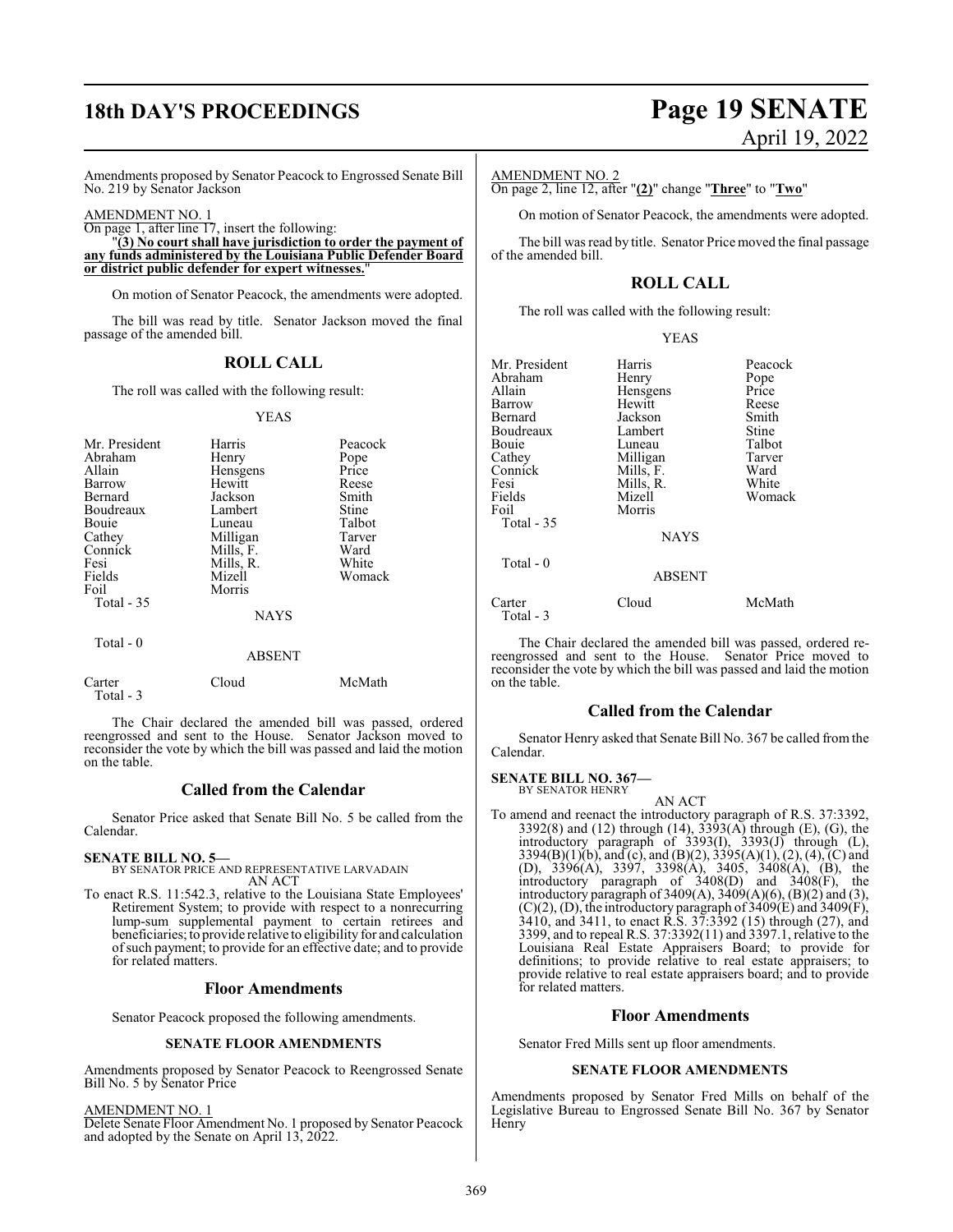Amendments proposed by Senator Peacock to Engrossed Senate Bill No. 219 by Senator Jackson

AMENDMENT NO. 1

On page 1, after line 17, insert the following:

"**(3) No court shall have jurisdiction to order the payment of any funds administered by the Louisiana Public Defender Board or district public defender for expert witnesses.**"

On motion of Senator Peacock, the amendments were adopted.

The bill was read by title. Senator Jackson moved the final passage of the amended bill.

## ROLL CALL

The roll was called with the following result:

YEAS

| | | |
|---|---|---|
| Mr. President | Harris | Peacock |
| Abraham | Henry | Pope |
| Allain | Hensgens | Price |
| Barrow | Hewitt | Reese |
| Bernard | Jackson | Smith |
| Boudreaux | Lambert | Stine |
| Bouie | Luneau | Talbot |
| Cathey | Milligan | Tarver |
| Connick | Mills, F. | Ward |
| Fesi | Mills, R. | White |
| Fields | Mizell | Womack |
| Foil | Morris | |
| Total - 35 | | |

NAYS

Total - 0

ABSENT

| | | |
|---|---|---|
| Carter | Cloud | McMath |
| Total - 3 | | |

The Chair declared the amended bill was passed, ordered reengrossed and sent to the House. Senator Jackson moved to reconsider the vote by which the bill was passed and laid the motion on the table.

## Called from the Calendar

Senator Price asked that Senate Bill No. 5 be called from the Calendar.

**SENATE BILL NO. 5—**
BY SENATOR PRICE AND REPRESENTATIVE LARVADAIN

AN ACT

To enact R.S. 11:542.3, relative to the Louisiana State Employees' Retirement System; to provide with respect to a nonrecurring lump-sum supplemental payment to certain retirees and beneficiaries; to provide relative to eligibility for and calculation of such payment; to provide for an effective date; and to provide for related matters.

## Floor Amendments

Senator Peacock proposed the following amendments.

### SENATE FLOOR AMENDMENTS

Amendments proposed by Senator Peacock to Reengrossed Senate Bill No. 5 by Senator Price

AMENDMENT NO. 1

Delete Senate Floor Amendment No. 1 proposed by Senator Peacock and adopted by the Senate on April 13, 2022.

AMENDMENT NO. 2

On page 2, line 12, after "**(2)**" change "**Three**" to "**Two**"

On motion of Senator Peacock, the amendments were adopted.

The bill was read by title. Senator Price moved the final passage of the amended bill.

## ROLL CALL

The roll was called with the following result:

YEAS

| | | |
|---|---|---|
| Mr. President | Harris | Peacock |
| Abraham | Henry | Pope |
| Allain | Hensgens | Price |
| Barrow | Hewitt | Reese |
| Bernard | Jackson | Smith |
| Boudreaux | Lambert | Stine |
| Bouie | Luneau | Talbot |
| Cathey | Milligan | Tarver |
| Connick | Mills, F. | Ward |
| Fesi | Mills, R. | White |
| Fields | Mizell | Womack |
| Foil | Morris | |
| Total - 35 | | |

NAYS

Total - 0

ABSENT

| | | |
|---|---|---|
| Carter | Cloud | McMath |
| Total - 3 | | |

The Chair declared the amended bill was passed, ordered re-reengrossed and sent to the House. Senator Price moved to reconsider the vote by which the bill was passed and laid the motion on the table.

## Called from the Calendar

Senator Henry asked that Senate Bill No. 367 be called from the Calendar.

**SENATE BILL NO. 367—**
BY SENATOR HENRY

AN ACT

To amend and reenact the introductory paragraph of R.S. 37:3392, 3392(8) and (12) through (14), 3393(A) through (E), (G), the introductory paragraph of 3393(I), 3393(J) through (L), 3394(B)(1)(b), and (c), and (B)(2), 3395(A)(1), (2), (4), (C) and (D), 3396(A), 3397, 3398(A), 3405, 3408(A), (B), the introductory paragraph of 3408(D) and 3408(F), the introductory paragraph of 3409(A), 3409(A)(6), (B)(2) and (3), (C)(2), (D), the introductory paragraph of 3409(E) and 3409(F), 3410, and 3411, to enact R.S. 37:3392 (15) through (27), and 3399, and to repeal R.S. 37:3392(11) and 3397.1, relative to the Louisiana Real Estate Appraisers Board; to provide for definitions; to provide relative to real estate appraisers; to provide relative to real estate appraisers board; and to provide for related matters.

## Floor Amendments

Senator Fred Mills sent up floor amendments.

### SENATE FLOOR AMENDMENTS

Amendments proposed by Senator Fred Mills on behalf of the Legislative Bureau to Engrossed Senate Bill No. 367 by Senator Henry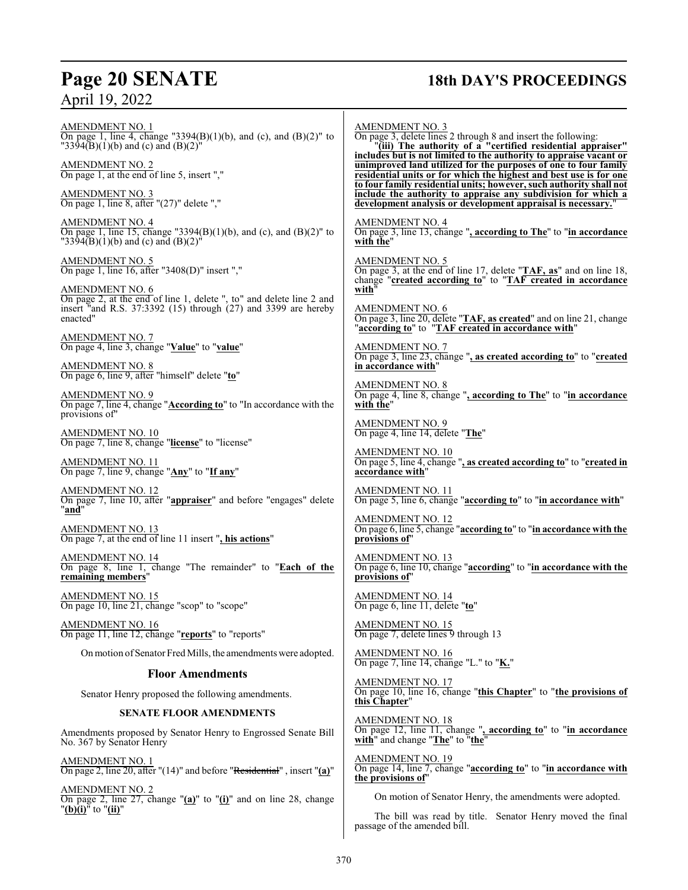AMENDMENT NO. 1
On page 1, line 4, change "3394(B)(1)(b), and (c), and (B)(2)" to "3394(B)(1)(b) and (c) and (B)(2)"

AMENDMENT NO. 2
On page 1, at the end of line 5, insert ","

AMENDMENT NO. 3
On page 1, line 8, after "(27)" delete ","

AMENDMENT NO. 4
On page 1, line 15, change "3394(B)(1)(b), and (c), and (B)(2)" to "3394(B)(1)(b) and (c) and (B)(2)"

AMENDMENT NO. 5
On page 1, line 16, after "3408(D)" insert ","

AMENDMENT NO. 6
On page 2, at the end of line 1, delete ", to" and delete line 2 and insert "and R.S. 37:3392 (15) through (27) and 3399 are hereby enacted"

AMENDMENT NO. 7
On page 4, line 3, change "**Value**" to "**value**"

AMENDMENT NO. 8
On page 6, line 9, after "himself" delete "**to**"

AMENDMENT NO. 9
On page 7, line 4, change "**According to**" to "In accordance with the provisions of"

AMENDMENT NO. 10
On page 7, line 8, change "**license**" to "license"

AMENDMENT NO. 11
On page 7, line 9, change "**Any**" to "**If any**"

AMENDMENT NO. 12
On page 7, line 10, after "**appraiser**" and before "engages" delete "**and**"

AMENDMENT NO. 13
On page 7, at the end of line 11 insert "**, his actions**"

AMENDMENT NO. 14
On page 8, line 1, change "The remainder" to "**Each of the remaining members**"

AMENDMENT NO. 15
On page 10, line 21, change "scop" to "scope"

AMENDMENT NO. 16
On page 11, line 12, change "**reports**" to "reports"

On motion of Senator Fred Mills, the amendments were adopted.

## Floor Amendments

Senator Henry proposed the following amendments.

### SENATE FLOOR AMENDMENTS

Amendments proposed by Senator Henry to Engrossed Senate Bill No. 367 by Senator Henry

AMENDMENT NO. 1
On page 2, line 20, after "(14)" and before "~~Residential~~", insert "**(a)**"

AMENDMENT NO. 2
On page 2, line 27, change "**(a)**" to "**(i)**" and on line 28, change "**(b)(i)**" to "**(ii)**"

AMENDMENT NO. 3
On page 3, delete lines 2 through 8 and insert the following:

"**(iii) The authority of a "certified residential appraiser" includes but is not limited to the authority to appraise vacant or unimproved land utilized for the purposes of one to four family residential units or for which the highest and best use is for one to four family residential units; however, such authority shall not include the authority to appraise any subdivision for which a development analysis or development appraisal is necessary.**"

AMENDMENT NO. 4
On page 3, line 13, change "**, according to The**" to "**in accordance with the**"

AMENDMENT NO. 5
On page 3, at the end of line 17, delete "**TAF, as**" and on line 18, change "**created according to**" to "**TAF created in accordance with**"

AMENDMENT NO. 6
On page 3, line 20, delete "**TAF, as created**" and on line 21, change "**according to**" to "**TAF created in accordance with**"

AMENDMENT NO. 7
On page 3, line 23, change "**, as created according to**" to "**created in accordance with**"

AMENDMENT NO. 8
On page 4, line 8, change "**, according to The**" to "**in accordance with the**"

AMENDMENT NO. 9
On page 4, line 14, delete "**The**"

AMENDMENT NO. 10
On page 5, line 4, change "**, as created according to**" to "**created in accordance with**"

AMENDMENT NO. 11
On page 5, line 6, change "**according to**" to "**in accordance with**"

AMENDMENT NO. 12
On page 6, line 5, change "**according to**" to "**in accordance with the provisions of**"

AMENDMENT NO. 13
On page 6, line 10, change "**according**" to "**in accordance with the provisions of**"

AMENDMENT NO. 14
On page 6, line 11, delete "**to**"

AMENDMENT NO. 15
On page 7, delete lines 9 through 13

AMENDMENT NO. 16
On page 7, line 14, change "L." to "**K.**"

AMENDMENT NO. 17
On page 10, line 16, change "**this Chapter**" to "**the provisions of this Chapter**"

AMENDMENT NO. 18
On page 12, line 11, change "**, according to**" to "**in accordance with**" and change "**The**" to "**the**"

AMENDMENT NO. 19
On page 14, line 7, change "**according to**" to "**in accordance with the provisions of**"

On motion of Senator Henry, the amendments were adopted.

The bill was read by title. Senator Henry moved the final passage of the amended bill.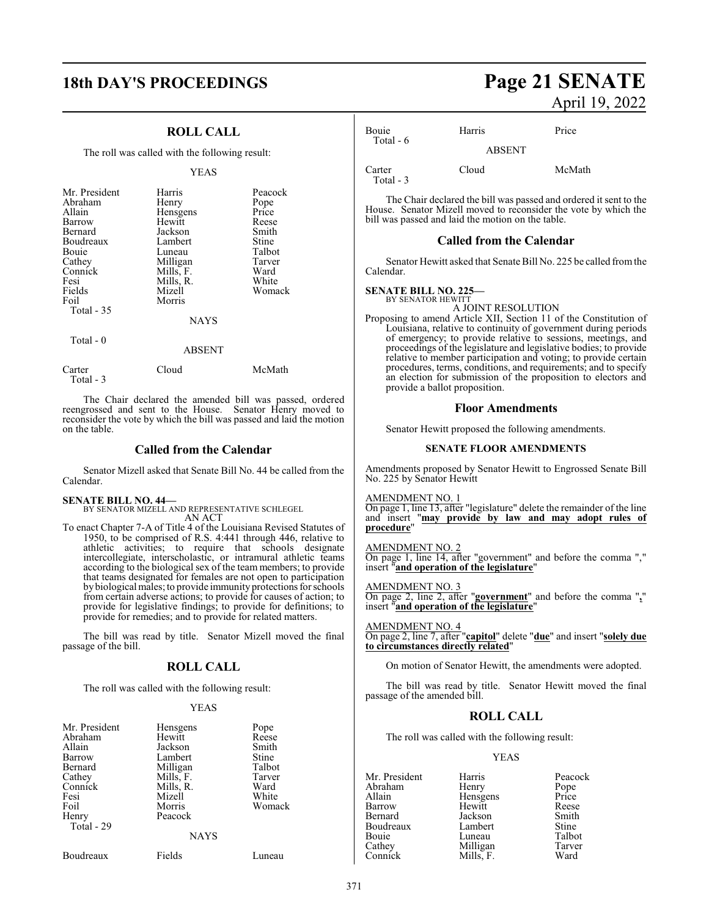## ROLL CALL

The roll was called with the following result:

YEAS

| | | |
|---|---|---|
| Mr. President | Harris | Peacock |
| Abraham | Henry | Pope |
| Allain | Hensgens | Price |
| Barrow | Hewitt | Reese |
| Bernard | Jackson | Smith |
| Boudreaux | Lambert | Stine |
| Bouie | Luneau | Talbot |
| Cathey | Milligan | Tarver |
| Connick | Mills, F. | Ward |
| Fesi | Mills, R. | White |
| Fields | Mizell | Womack |
| Foil | Morris | |
| Total - 35 | | |

NAYS

Total - 0

ABSENT

| | | |
|---|---|---|
| Carter | Cloud | McMath |
| Total - 3 | | |

The Chair declared the amended bill was passed, ordered reengrossed and sent to the House. Senator Henry moved to reconsider the vote by which the bill was passed and laid the motion on the table.

## Called from the Calendar

Senator Mizell asked that Senate Bill No. 44 be called from the Calendar.

**SENATE BILL NO. 44—**
BY SENATOR MIZELL AND REPRESENTATIVE SCHLEGEL

AN ACT

To enact Chapter 7-A of Title 4 of the Louisiana Revised Statutes of 1950, to be comprised of R.S. 4:441 through 446, relative to athletic activities; to require that schools designate intercollegiate, interscholastic, or intramural athletic teams according to the biological sex of the team members; to provide that teams designated for females are not open to participation by biological males; to provide immunity protections for schools from certain adverse actions; to provide for causes of action; to provide for legislative findings; to provide for definitions; to provide for remedies; and to provide for related matters.

The bill was read by title. Senator Mizell moved the final passage of the bill.

## ROLL CALL

The roll was called with the following result:

YEAS

| | | |
|---|---|---|
| Mr. President | Hensgens | Pope |
| Abraham | Hewitt | Reese |
| Allain | Jackson | Smith |
| Barrow | Lambert | Stine |
| Bernard | Milligan | Talbot |
| Cathey | Mills, F. | Tarver |
| Connick | Mills, R. | Ward |
| Fesi | Mizell | White |
| Foil | Morris | Womack |
| Henry | Peacock | |
| Total - 29 | | |

NAYS

| | | |
|---|---|---|
| Boudreaux | Fields | Luneau |
| Bouie | Harris | Price |
| Total - 6 | | |

ABSENT

| | | |
|---|---|---|
| Carter | Cloud | McMath |
| Total - 3 | | |

The Chair declared the bill was passed and ordered it sent to the House. Senator Mizell moved to reconsider the vote by which the bill was passed and laid the motion on the table.

## Called from the Calendar

Senator Hewitt asked that Senate Bill No. 225 be called from the Calendar.

**SENATE BILL NO. 225—**
BY SENATOR HEWITT

A JOINT RESOLUTION

Proposing to amend Article XII, Section 11 of the Constitution of Louisiana, relative to continuity of government during periods of emergency; to provide relative to sessions, meetings, and proceedings of the legislature and legislative bodies; to provide relative to member participation and voting; to provide certain procedures, terms, conditions, and requirements; and to specify an election for submission of the proposition to electors and provide a ballot proposition.

## Floor Amendments

Senator Hewitt proposed the following amendments.

### SENATE FLOOR AMENDMENTS

Amendments proposed by Senator Hewitt to Engrossed Senate Bill No. 225 by Senator Hewitt

AMENDMENT NO. 1
On page 1, line 13, after "legislature" delete the remainder of the line and insert "**may provide by law and may adopt rules of procedure**"

AMENDMENT NO. 2
On page 1, line 14, after "government" and before the comma "," insert "**and operation of the legislature**"

AMENDMENT NO. 3
On page 2, line 2, after "**government**" and before the comma "**,**" insert "**and operation of the legislature**"

AMENDMENT NO. 4
On page 2, line 7, after "**capitol**" delete "**due**" and insert "**solely due to circumstances directly related**"

On motion of Senator Hewitt, the amendments were adopted.

The bill was read by title. Senator Hewitt moved the final passage of the amended bill.

## ROLL CALL

The roll was called with the following result:

YEAS

| | | |
|---|---|---|
| Mr. President | Harris | Peacock |
| Abraham | Henry | Pope |
| Allain | Hensgens | Price |
| Barrow | Hewitt | Reese |
| Bernard | Jackson | Smith |
| Boudreaux | Lambert | Stine |
| Bouie | Luneau | Talbot |
| Cathey | Milligan | Tarver |
| Connick | Mills, F. | Ward |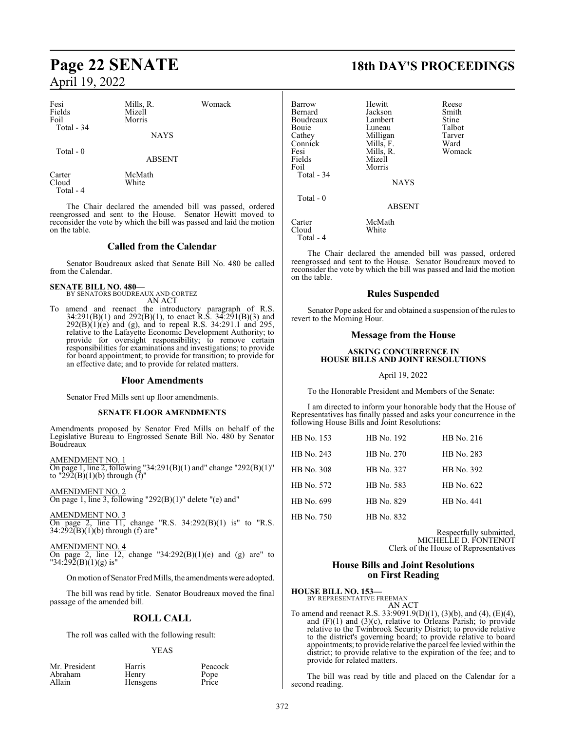| Fesi | Mills, R. | Womack |
|---|---|---|
| Fields | Mizell | |
| Foil | Morris | |
| Total - 34 | | |

NAYS

Total - 0

ABSENT

| Carter | McMath |
|---|---|
| Cloud | White |
| Total - 4 | |

The Chair declared the amended bill was passed, ordered reengrossed and sent to the House. Senator Hewitt moved to reconsider the vote by which the bill was passed and laid the motion on the table.

## Called from the Calendar

Senator Boudreaux asked that Senate Bill No. 480 be called from the Calendar.

**SENATE BILL NO. 480—**
BY SENATORS BOUDREAUX AND CORTEZ
AN ACT

To amend and reenact the introductory paragraph of R.S. 34:291(B)(1) and 292(B)(1), to enact R.S. 34:291(B)(3) and 292(B)(1)(e) and (g), and to repeal R.S. 34:291.1 and 295, relative to the Lafayette Economic Development Authority; to provide for oversight responsibility; to remove certain responsibilities for examinations and investigations; to provide for board appointment; to provide for transition; to provide for an effective date; and to provide for related matters.

## Floor Amendments

Senator Fred Mills sent up floor amendments.

### SENATE FLOOR AMENDMENTS

Amendments proposed by Senator Fred Mills on behalf of the Legislative Bureau to Engrossed Senate Bill No. 480 by Senator Boudreaux

AMENDMENT NO. 1
On page 1, line 2, following "34:291(B)(1) and" change "292(B)(1)" to "292(B)(1)(b) through (f)"

AMENDMENT NO. 2
On page 1, line 3, following "292(B)(1)" delete "(e) and"

AMENDMENT NO. 3
On page 2, line 11, change "R.S. 34:292(B)(1) is" to "R.S. 34:292(B)(1)(b) through (f) are"

AMENDMENT NO. 4
On page 2, line 12, change "34:292(B)(1)(e) and (g) are" to "34:292(B)(1)(g) is"

On motion of Senator Fred Mills, the amendments were adopted.

The bill was read by title. Senator Boudreaux moved the final passage of the amended bill.

## ROLL CALL

The roll was called with the following result:

YEAS

| Mr. President | Harris | Peacock |
|---|---|---|
| Abraham | Henry | Pope |
| Allain | Hensgens | Price |
| Barrow | Hewitt | Reese |
| Bernard | Jackson | Smith |
| Boudreaux | Lambert | Stine |
| Bouie | Luneau | Talbot |
| Cathey | Milligan | Tarver |
| Connick | Mills, F. | Ward |
| Fesi | Mills, R. | Womack |
| Fields | Mizell | |
| Foil | Morris | |
| Total - 34 | | |

NAYS

Total - 0

ABSENT

| Carter | McMath |
|---|---|
| Cloud | White |
| Total - 4 | |

The Chair declared the amended bill was passed, ordered reengrossed and sent to the House. Senator Boudreaux moved to reconsider the vote by which the bill was passed and laid the motion on the table.

## Rules Suspended

Senator Pope asked for and obtained a suspension of the rules to revert to the Morning Hour.

## Message from the House

### ASKING CONCURRENCE IN HOUSE BILLS AND JOINT RESOLUTIONS

April 19, 2022

To the Honorable President and Members of the Senate:

I am directed to inform your honorable body that the House of Representatives has finally passed and asks your concurrence in the following House Bills and Joint Resolutions:

| HB No. 153 | HB No. 192 | HB No. 216 |
|---|---|---|
| HB No. 243 | HB No. 270 | HB No. 283 |
| HB No. 308 | HB No. 327 | HB No. 392 |
| HB No. 572 | HB No. 583 | HB No. 622 |
| HB No. 699 | HB No. 829 | HB No. 441 |
| HB No. 750 | HB No. 832 | |

Respectfully submitted,
MICHELLE D. FONTENOT
Clerk of the House of Representatives

## House Bills and Joint Resolutions on First Reading

**HOUSE BILL NO. 153—**
BY REPRESENTATIVE FREEMAN
AN ACT

To amend and reenact R.S. 33:9091.9(D)(1), (3)(b), and (4), (E)(4), and (F)(1) and (3)(c), relative to Orleans Parish; to provide relative to the Twinbrook Security District; to provide relative to the district's governing board; to provide relative to board appointments; to provide relative the parcel fee levied within the district; to provide relative to the expiration of the fee; and to provide for related matters.

The bill was read by title and placed on the Calendar for a second reading.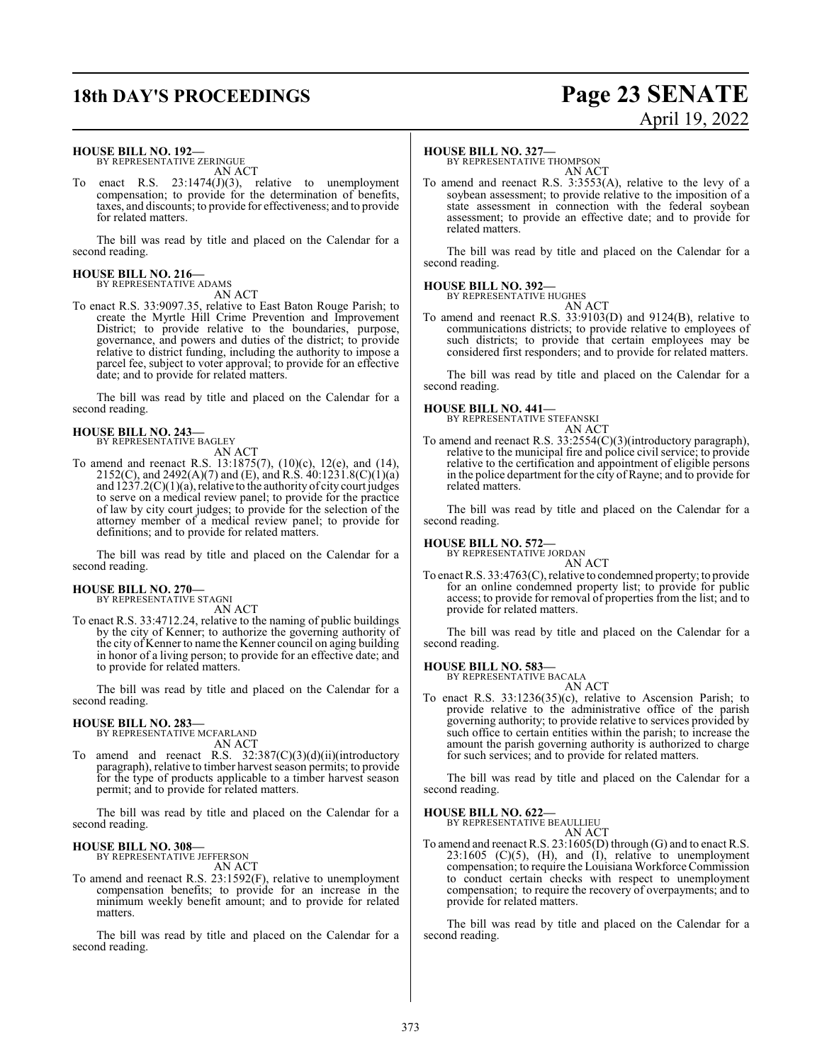**HOUSE BILL NO. 192—**
BY REPRESENTATIVE ZERINGUE
AN ACT

To enact R.S. 23:1474(J)(3), relative to unemployment compensation; to provide for the determination of benefits, taxes, and discounts; to provide for effectiveness; and to provide for related matters.

The bill was read by title and placed on the Calendar for a second reading.

**HOUSE BILL NO. 216—**
BY REPRESENTATIVE ADAMS
AN ACT

To enact R.S. 33:9097.35, relative to East Baton Rouge Parish; to create the Myrtle Hill Crime Prevention and Improvement District; to provide relative to the boundaries, purpose, governance, and powers and duties of the district; to provide relative to district funding, including the authority to impose a parcel fee, subject to voter approval; to provide for an effective date; and to provide for related matters.

The bill was read by title and placed on the Calendar for a second reading.

**HOUSE BILL NO. 243—**
BY REPRESENTATIVE BAGLEY
AN ACT

To amend and reenact R.S. 13:1875(7), (10)(c), 12(e), and (14), 2152(C), and 2492(A)(7) and (E), and R.S. 40:1231.8(C)(1)(a) and 1237.2(C)(1)(a), relative to the authority of city court judges to serve on a medical review panel; to provide for the practice of law by city court judges; to provide for the selection of the attorney member of a medical review panel; to provide for definitions; and to provide for related matters.

The bill was read by title and placed on the Calendar for a second reading.

**HOUSE BILL NO. 270—**
BY REPRESENTATIVE STAGNI
AN ACT

To enact R.S. 33:4712.24, relative to the naming of public buildings by the city of Kenner; to authorize the governing authority of the city of Kenner to name the Kenner council on aging building in honor of a living person; to provide for an effective date; and to provide for related matters.

The bill was read by title and placed on the Calendar for a second reading.

**HOUSE BILL NO. 283—**
BY REPRESENTATIVE MCFARLAND
AN ACT

To amend and reenact R.S. 32:387(C)(3)(d)(ii)(introductory paragraph), relative to timber harvest season permits; to provide for the type of products applicable to a timber harvest season permit; and to provide for related matters.

The bill was read by title and placed on the Calendar for a second reading.

**HOUSE BILL NO. 308—**
BY REPRESENTATIVE JEFFERSON
AN ACT

To amend and reenact R.S. 23:1592(F), relative to unemployment compensation benefits; to provide for an increase in the minimum weekly benefit amount; and to provide for related matters.

The bill was read by title and placed on the Calendar for a second reading.

**HOUSE BILL NO. 327—**
BY REPRESENTATIVE THOMPSON
AN ACT

To amend and reenact R.S. 3:3553(A), relative to the levy of a soybean assessment; to provide relative to the imposition of a state assessment in connection with the federal soybean assessment; to provide an effective date; and to provide for related matters.

The bill was read by title and placed on the Calendar for a second reading.

**HOUSE BILL NO. 392—**
BY REPRESENTATIVE HUGHES
AN ACT

To amend and reenact R.S. 33:9103(D) and 9124(B), relative to communications districts; to provide relative to employees of such districts; to provide that certain employees may be considered first responders; and to provide for related matters.

The bill was read by title and placed on the Calendar for a second reading.

**HOUSE BILL NO. 441—**
BY REPRESENTATIVE STEFANSKI
AN ACT

To amend and reenact R.S. 33:2554(C)(3)(introductory paragraph), relative to the municipal fire and police civil service; to provide relative to the certification and appointment of eligible persons in the police department for the city of Rayne; and to provide for related matters.

The bill was read by title and placed on the Calendar for a second reading.

**HOUSE BILL NO. 572—**
BY REPRESENTATIVE JORDAN
AN ACT

To enact R.S. 33:4763(C), relative to condemned property; to provide for an online condemned property list; to provide for public access; to provide for removal of properties from the list; and to provide for related matters.

The bill was read by title and placed on the Calendar for a second reading.

**HOUSE BILL NO. 583—**
BY REPRESENTATIVE BACALA
AN ACT

To enact R.S. 33:1236(35)(c), relative to Ascension Parish; to provide relative to the administrative office of the parish governing authority; to provide relative to services provided by such office to certain entities within the parish; to increase the amount the parish governing authority is authorized to charge for such services; and to provide for related matters.

The bill was read by title and placed on the Calendar for a second reading.

**HOUSE BILL NO. 622—**
BY REPRESENTATIVE BEAULLIEU
AN ACT

To amend and reenact R.S. 23:1605(D) through (G) and to enact R.S. 23:1605 (C)(5), (H), and (I), relative to unemployment compensation; to require the Louisiana Workforce Commission to conduct certain checks with respect to unemployment compensation; to require the recovery of overpayments; and to provide for related matters.

The bill was read by title and placed on the Calendar for a second reading.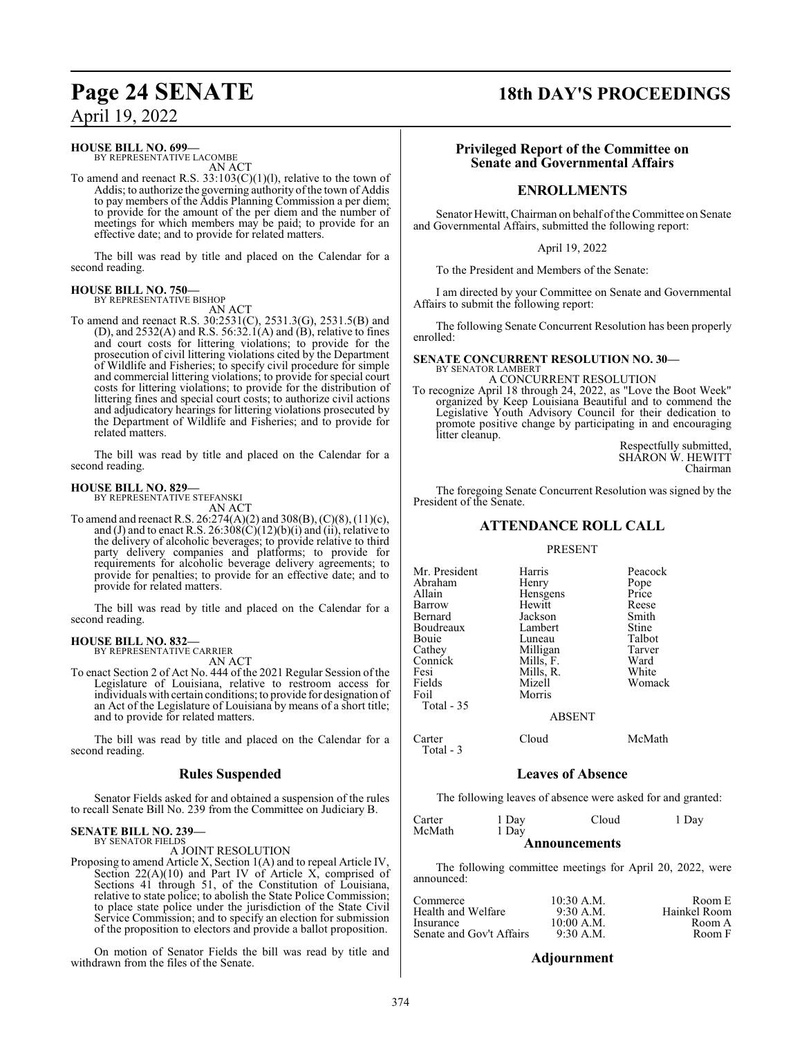**HOUSE BILL NO. 699—**
BY REPRESENTATIVE LACOMBE
AN ACT

To amend and reenact R.S. 33:103(C)(1)(l), relative to the town of Addis; to authorize the governing authority of the town of Addis to pay members of the Addis Planning Commission a per diem; to provide for the amount of the per diem and the number of meetings for which members may be paid; to provide for an effective date; and to provide for related matters.

The bill was read by title and placed on the Calendar for a second reading.

**HOUSE BILL NO. 750—**
BY REPRESENTATIVE BISHOP
AN ACT

To amend and reenact R.S. 30:2531(C), 2531.3(G), 2531.5(B) and (D), and 2532(A) and R.S. 56:32.1(A) and (B), relative to fines and court costs for littering violations; to provide for the prosecution of civil littering violations cited by the Department of Wildlife and Fisheries; to specify civil procedure for simple and commercial littering violations; to provide for special court costs for littering violations; to provide for the distribution of littering fines and special court costs; to authorize civil actions and adjudicatory hearings for littering violations prosecuted by the Department of Wildlife and Fisheries; and to provide for related matters.

The bill was read by title and placed on the Calendar for a second reading.

**HOUSE BILL NO. 829—**
BY REPRESENTATIVE STEFANSKI
AN ACT

To amend and reenact R.S. 26:274(A)(2) and 308(B), (C)(8), (11)(c), and (J) and to enact R.S. 26:308(C)(12)(b)(i) and (ii), relative to the delivery of alcoholic beverages; to provide relative to third party delivery companies and platforms; to provide for requirements for alcoholic beverage delivery agreements; to provide for penalties; to provide for an effective date; and to provide for related matters.

The bill was read by title and placed on the Calendar for a second reading.

**HOUSE BILL NO. 832—**
BY REPRESENTATIVE CARRIER
AN ACT

To enact Section 2 of Act No. 444 of the 2021 Regular Session of the Legislature of Louisiana, relative to restroom access for individuals with certain conditions; to provide for designation of an Act of the Legislature of Louisiana by means of a short title; and to provide for related matters.

The bill was read by title and placed on the Calendar for a second reading.

## Rules Suspended

Senator Fields asked for and obtained a suspension of the rules to recall Senate Bill No. 239 from the Committee on Judiciary B.

**SENATE BILL NO. 239—**
BY SENATOR FIELDS
A JOINT RESOLUTION

Proposing to amend Article X, Section 1(A) and to repeal Article IV, Section 22(A)(10) and Part IV of Article X, comprised of Sections 41 through 51, of the Constitution of Louisiana, relative to state police; to abolish the State Police Commission; to place state police under the jurisdiction of the State Civil Service Commission; and to specify an election for submission of the proposition to electors and provide a ballot proposition.

On motion of Senator Fields the bill was read by title and withdrawn from the files of the Senate.

## Privileged Report of the Committee on Senate and Governmental Affairs

## ENROLLMENTS

Senator Hewitt, Chairman on behalf of the Committee on Senate and Governmental Affairs, submitted the following report:

April 19, 2022

To the President and Members of the Senate:

I am directed by your Committee on Senate and Governmental Affairs to submit the following report:

The following Senate Concurrent Resolution has been properly enrolled:

**SENATE CONCURRENT RESOLUTION NO. 30—**
BY SENATOR LAMBERT
A CONCURRENT RESOLUTION

To recognize April 18 through 24, 2022, as "Love the Boot Week" organized by Keep Louisiana Beautiful and to commend the Legislative Youth Advisory Council for their dedication to promote positive change by participating in and encouraging litter cleanup.

Respectfully submitted,
SHARON W. HEWITT
Chairman

The foregoing Senate Concurrent Resolution was signed by the President of the Senate.

## ATTENDANCE ROLL CALL

PRESENT

| | | |
|---|---|---|
| Mr. President | Harris | Peacock |
| Abraham | Henry | Pope |
| Allain | Hensgens | Price |
| Barrow | Hewitt | Reese |
| Bernard | Jackson | Smith |
| Boudreaux | Lambert | Stine |
| Bouie | Luneau | Talbot |
| Cathey | Milligan | Tarver |
| Connick | Mills, F. | Ward |
| Fesi | Mills, R. | White |
| Fields | Mizell | Womack |
| Foil | Morris | |

Total - 35

ABSENT

| | | |
|---|---|---|
| Carter | Cloud | McMath |

Total - 3

## Leaves of Absence

The following leaves of absence were asked for and granted:

| | | | |
|---|---|---|---|
| Carter | 1 Day | Cloud | 1 Day |
| McMath | 1 Day | | |

## Announcements

The following committee meetings for April 20, 2022, were announced:

| | | |
|---|---|---|
| Commerce | 10:30 A.M. | Room E |
| Health and Welfare | 9:30 A.M. | Hainkel Room |
| Insurance | 10:00 A.M. | Room A |
| Senate and Gov't Affairs | 9:30 A.M. | Room F |

## Adjournment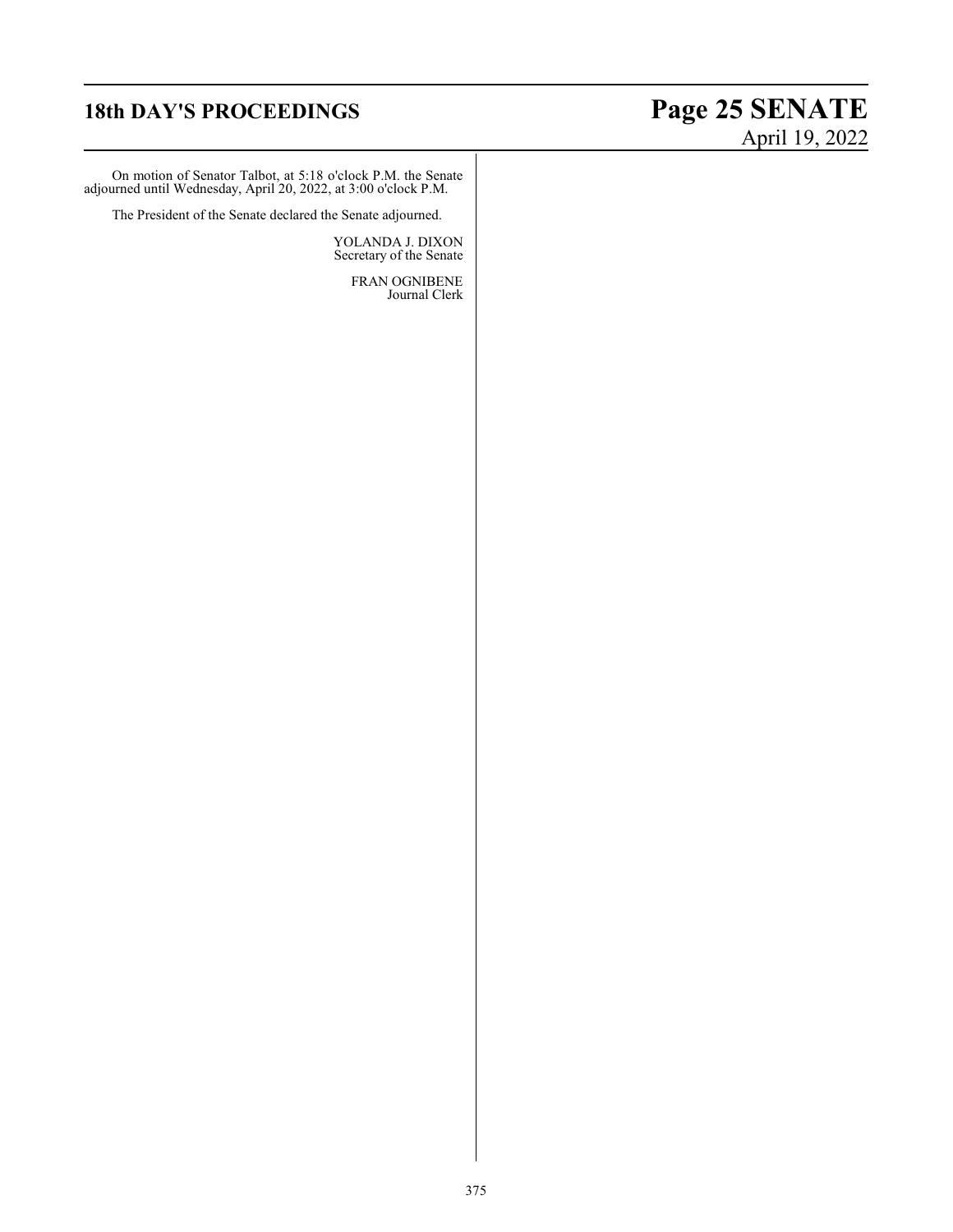On motion of Senator Talbot, at 5:18 o'clock P.M. the Senate adjourned until Wednesday, April 20, 2022, at 3:00 o'clock P.M.

The President of the Senate declared the Senate adjourned.

YOLANDA J. DIXON
Secretary of the Senate

FRAN OGNIBENE
Journal Clerk